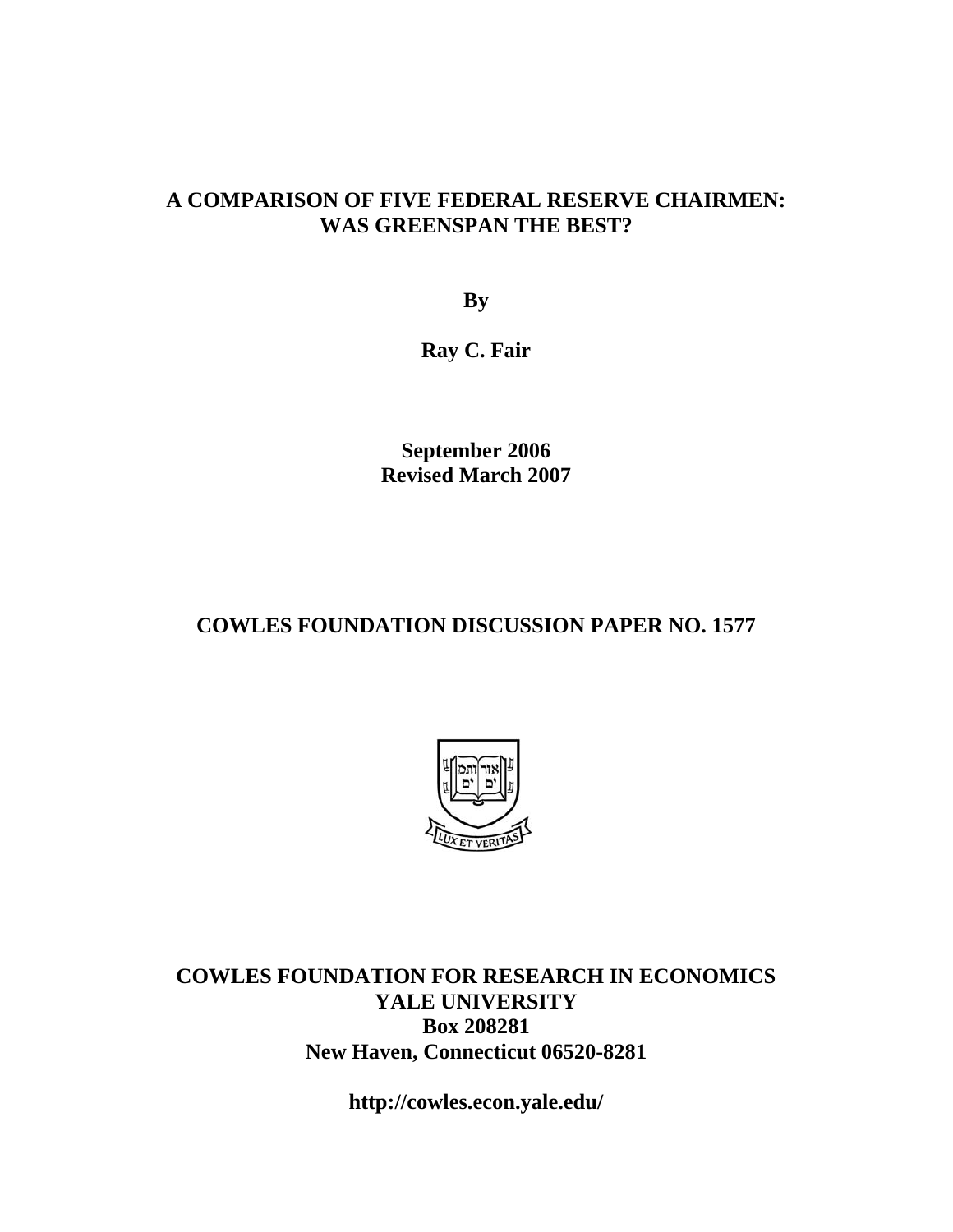# A COMPARISON OF FIVE FEDERAL RESERVE CHAIRMEN: WAS GREENSPAN THE BEST?

**By**

**Ray C. Fair**

**September 2006**
**Revised March 2007**

## COWLES FOUNDATION DISCUSSION PAPER NO. 1577

**COWLES FOUNDATION FOR RESEARCH IN ECONOMICS**
**YALE UNIVERSITY**
**Box 208281**
**New Haven, Connecticut 06520-8281**

**http://cowles.econ.yale.edu/**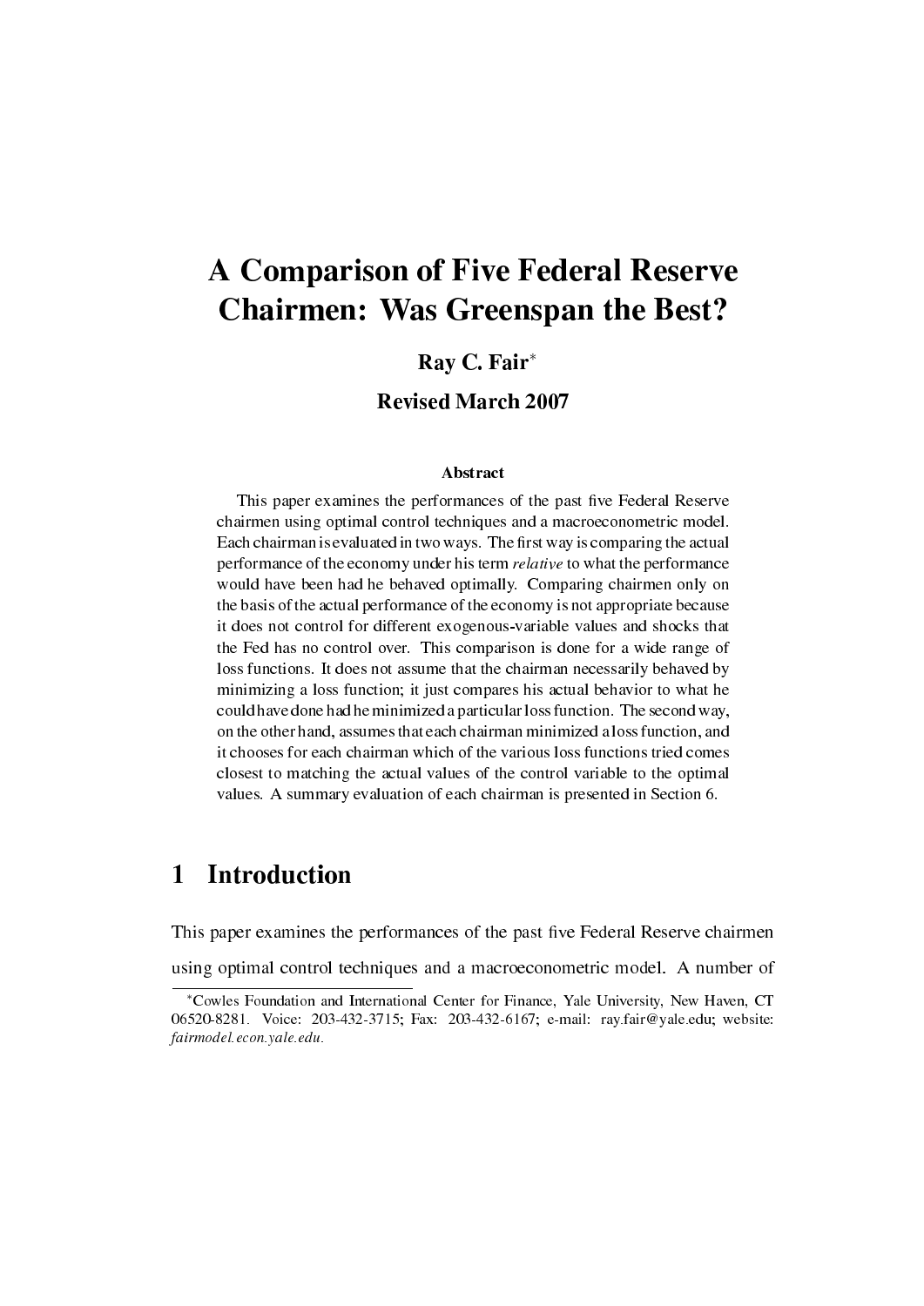# A Comparison of Five Federal Reserve Chairmen: Was Greenspan the Best?

**Ray C. Fair**[*]

**Revised March 2007**

### Abstract

This paper examines the performances of the past five Federal Reserve chairmen using optimal control techniques and a macroeconometric model. Each chairman is evaluated in two ways. The first way is comparing the actual performance of the economy under his term *relative* to what the performance would have been had he behaved optimally. Comparing chairmen only on the basis of the actual performance of the economy is not appropriate because it does not control for different exogenous-variable values and shocks that the Fed has no control over. This comparison is done for a wide range of loss functions. It does not assume that the chairman necessarily behaved by minimizing a loss function; it just compares his actual behavior to what he could have done had he minimized a particular loss function. The second way, on the other hand, assumes that each chairman minimized a loss function, and it chooses for each chairman which of the various loss functions tried comes closest to matching the actual values of the control variable to the optimal values. A summary evaluation of each chairman is presented in Section 6.

## 1 Introduction

This paper examines the performances of the past five Federal Reserve chairmen using optimal control techniques and a macroeconometric model. A number of

[*]Cowles Foundation and International Center for Finance, Yale University, New Haven, CT 06520-8281. Voice: 203-432-3715; Fax: 203-432-6167; e-mail: ray.fair@yale.edu; website: *fairmodel.econ.yale.edu*.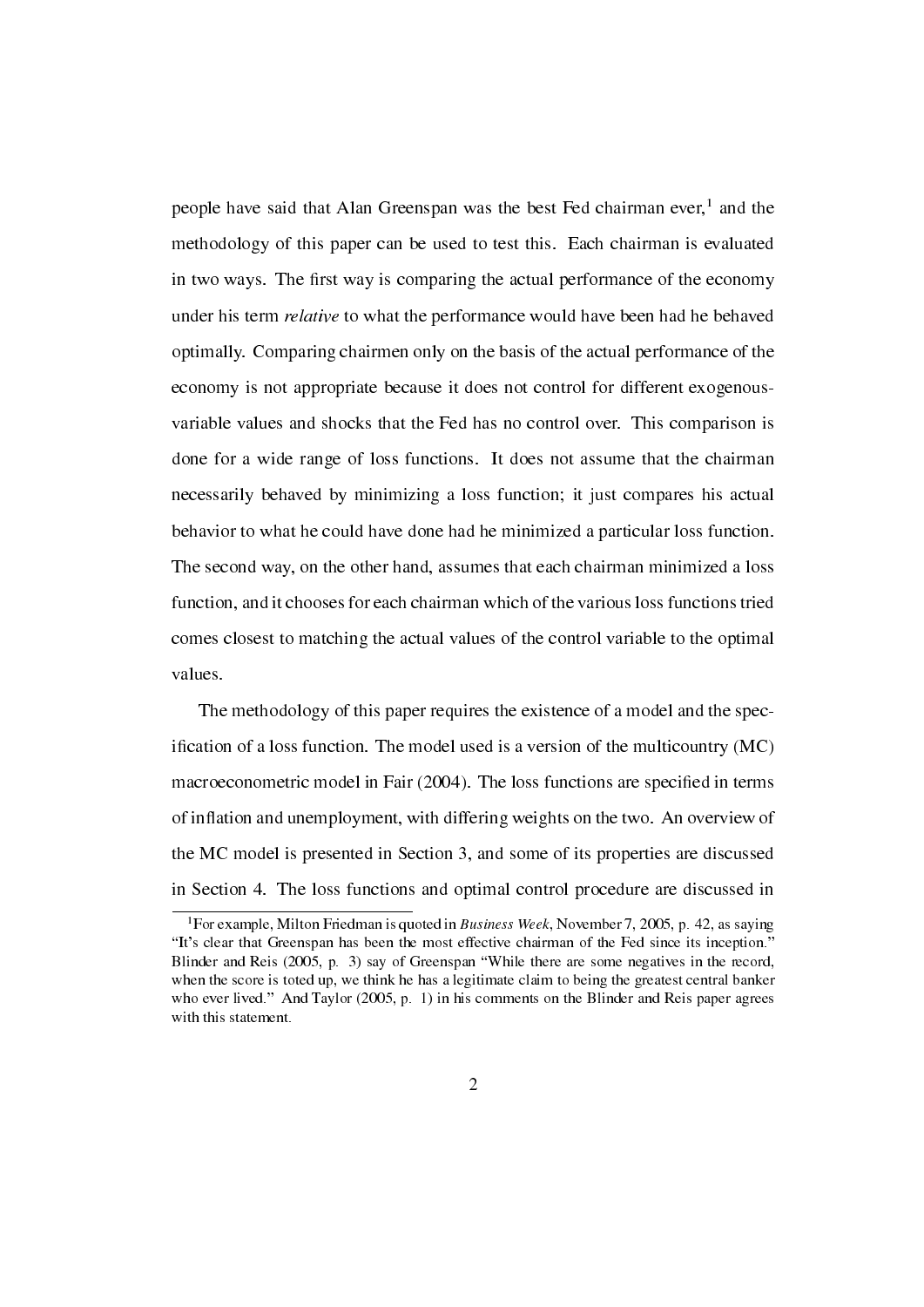people have said that Alan Greenspan was the best Fed chairman ever,[1] and the methodology of this paper can be used to test this. Each chairman is evaluated in two ways. The first way is comparing the actual performance of the economy under his term *relative* to what the performance would have been had he behaved optimally. Comparing chairmen only on the basis of the actual performance of the economy is not appropriate because it does not control for different exogenous-variable values and shocks that the Fed has no control over. This comparison is done for a wide range of loss functions. It does not assume that the chairman necessarily behaved by minimizing a loss function; it just compares his actual behavior to what he could have done had he minimized a particular loss function. The second way, on the other hand, assumes that each chairman minimized a loss function, and it chooses for each chairman which of the various loss functions tried comes closest to matching the actual values of the control variable to the optimal values.

The methodology of this paper requires the existence of a model and the specification of a loss function. The model used is a version of the multicountry (MC) macroeconometric model in Fair (2004). The loss functions are specified in terms of inflation and unemployment, with differing weights on the two. An overview of the MC model is presented in Section 3, and some of its properties are discussed in Section 4. The loss functions and optimal control procedure are discussed in

[1] For example, Milton Friedman is quoted in *Business Week*, November 7, 2005, p. 42, as saying "It's clear that Greenspan has been the most effective chairman of the Fed since its inception." Blinder and Reis (2005, p. 3) say of Greenspan "While there are some negatives in the record, when the score is toted up, we think he has a legitimate claim to being the greatest central banker who ever lived." And Taylor (2005, p. 1) in his comments on the Blinder and Reis paper agrees with this statement.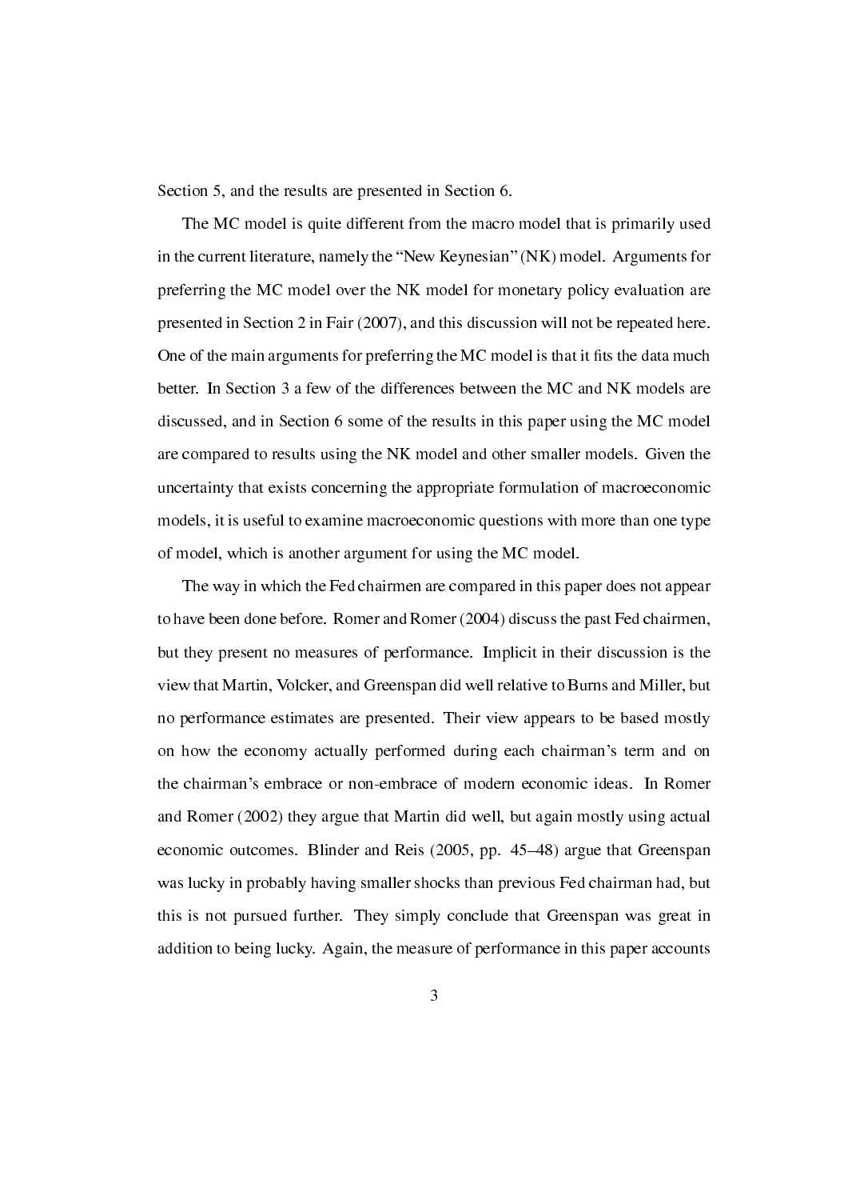Section 5, and the results are presented in Section 6.

The MC model is quite different from the macro model that is primarily used in the current literature, namely the "New Keynesian" (NK) model. Arguments for preferring the MC model over the NK model for monetary policy evaluation are presented in Section 2 in Fair (2007), and this discussion will not be repeated here. One of the main arguments for preferring the MC model is that it fits the data much better. In Section 3 a few of the differences between the MC and NK models are discussed, and in Section 6 some of the results in this paper using the MC model are compared to results using the NK model and other smaller models. Given the uncertainty that exists concerning the appropriate formulation of macroeconomic models, it is useful to examine macroeconomic questions with more than one type of model, which is another argument for using the MC model.

The way in which the Fed chairmen are compared in this paper does not appear to have been done before. Romer and Romer (2004) discuss the past Fed chairmen, but they present no measures of performance. Implicit in their discussion is the view that Martin, Volcker, and Greenspan did well relative to Burns and Miller, but no performance estimates are presented. Their view appears to be based mostly on how the economy actually performed during each chairman's term and on the chairman's embrace or non-embrace of modern economic ideas. In Romer and Romer (2002) they argue that Martin did well, but again mostly using actual economic outcomes. Blinder and Reis (2005, pp. 45–48) argue that Greenspan was lucky in probably having smaller shocks than previous Fed chairman had, but this is not pursued further. They simply conclude that Greenspan was great in addition to being lucky. Again, the measure of performance in this paper accounts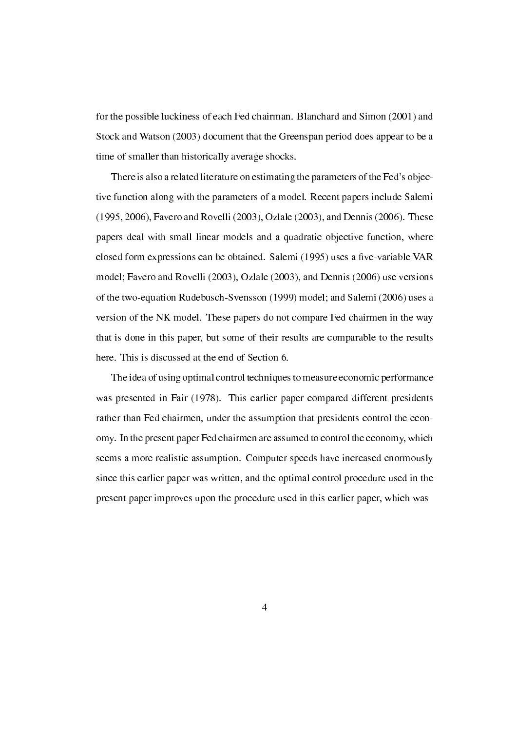for the possible luckiness of each Fed chairman. Blanchard and Simon (2001) and Stock and Watson (2003) document that the Greenspan period does appear to be a time of smaller than historically average shocks.

There is also a related literature on estimating the parameters of the Fed's objective function along with the parameters of a model. Recent papers include Salemi (1995, 2006), Favero and Rovelli (2003), Ozlale (2003), and Dennis (2006). These papers deal with small linear models and a quadratic objective function, where closed form expressions can be obtained. Salemi (1995) uses a five-variable VAR model; Favero and Rovelli (2003), Ozlale (2003), and Dennis (2006) use versions of the two-equation Rudebusch-Svensson (1999) model; and Salemi (2006) uses a version of the NK model. These papers do not compare Fed chairmen in the way that is done in this paper, but some of their results are comparable to the results here. This is discussed at the end of Section 6.

The idea of using optimal control techniques to measure economic performance was presented in Fair (1978). This earlier paper compared different presidents rather than Fed chairmen, under the assumption that presidents control the economy. In the present paper Fed chairmen are assumed to control the economy, which seems a more realistic assumption. Computer speeds have increased enormously since this earlier paper was written, and the optimal control procedure used in the present paper improves upon the procedure used in this earlier paper, which was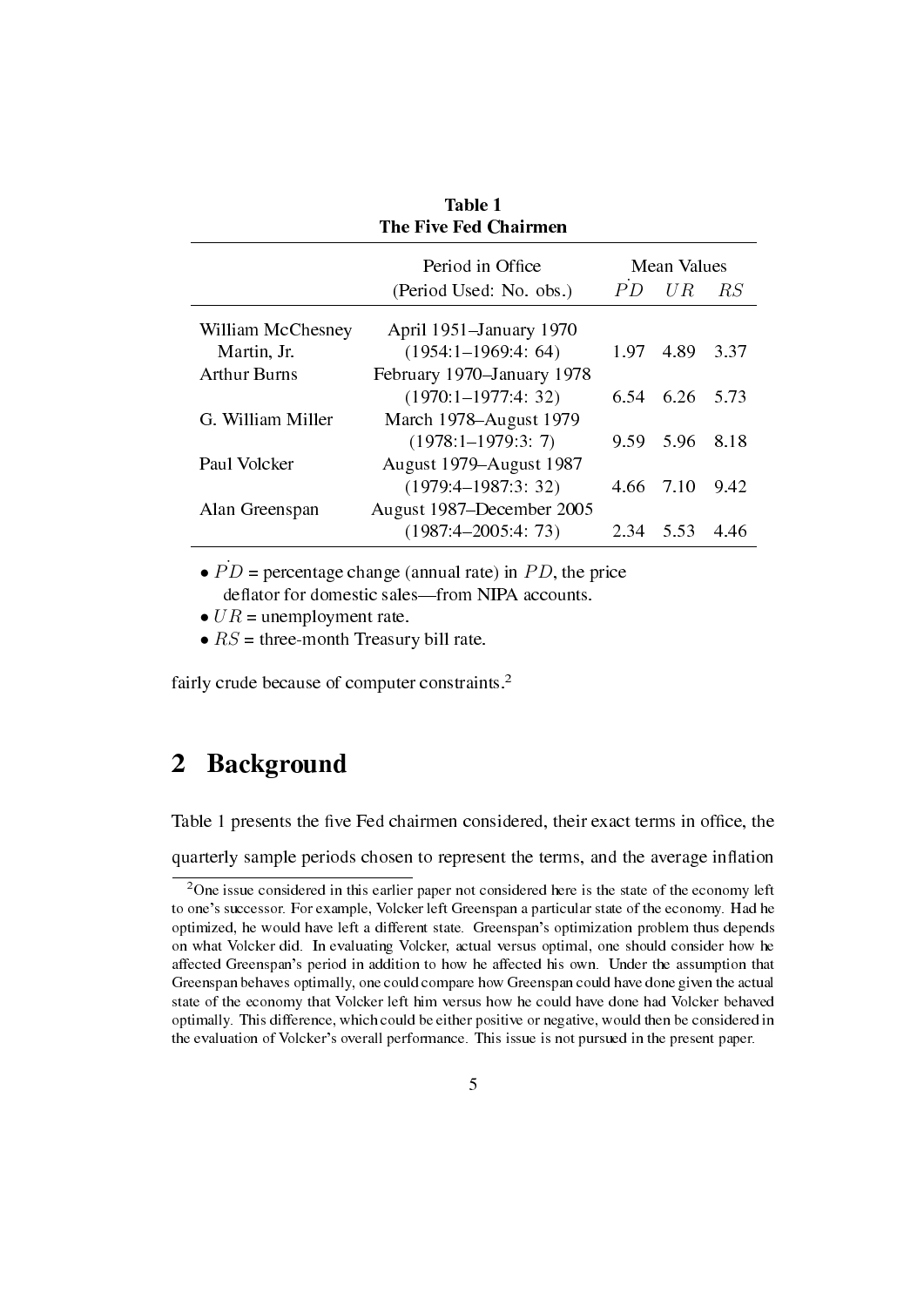**Table 1**
**The Five Fed Chairmen**

| | Period in Office (Period Used: No. obs.) | Mean Values $\dot{PD}$ | $UR$ | $RS$ |
|---|---|---|---|---|
| William McChesney Martin, Jr. | April 1951–January 1970 (1954:1–1969:4: 64) | 1.97 | 4.89 | 3.37 |
| Arthur Burns | February 1970–January 1978 (1970:1–1977:4: 32) | 6.54 | 6.26 | 5.73 |
| G. William Miller | March 1978–August 1979 (1978:1–1979:3: 7) | 9.59 | 5.96 | 8.18 |
| Paul Volcker | August 1979–August 1987 (1979:4–1987:3: 32) | 4.66 | 7.10 | 9.42 |
| Alan Greenspan | August 1987–December 2005 (1987:4–2005:4: 73) | 2.34 | 5.53 | 4.46 |

- $\dot{PD}$ = percentage change (annual rate) in $PD$, the price deflator for domestic sales—from NIPA accounts.
- $UR$ = unemployment rate.
- $RS$ = three-month Treasury bill rate.

fairly crude because of computer constraints.[2]

## 2 Background

Table 1 presents the five Fed chairmen considered, their exact terms in office, the quarterly sample periods chosen to represent the terms, and the average inflation

[2] One issue considered in this earlier paper not considered here is the state of the economy left to one's successor. For example, Volcker left Greenspan a particular state of the economy. Had he optimized, he would have left a different state. Greenspan's optimization problem thus depends on what Volcker did. In evaluating Volcker, actual versus optimal, one should consider how he affected Greenspan's period in addition to how he affected his own. Under the assumption that Greenspan behaves optimally, one could compare how Greenspan could have done given the actual state of the economy that Volcker left him versus how he could have done had Volcker behaved optimally. This difference, which could be either positive or negative, would then be considered in the evaluation of Volcker's overall performance. This issue is not pursued in the present paper.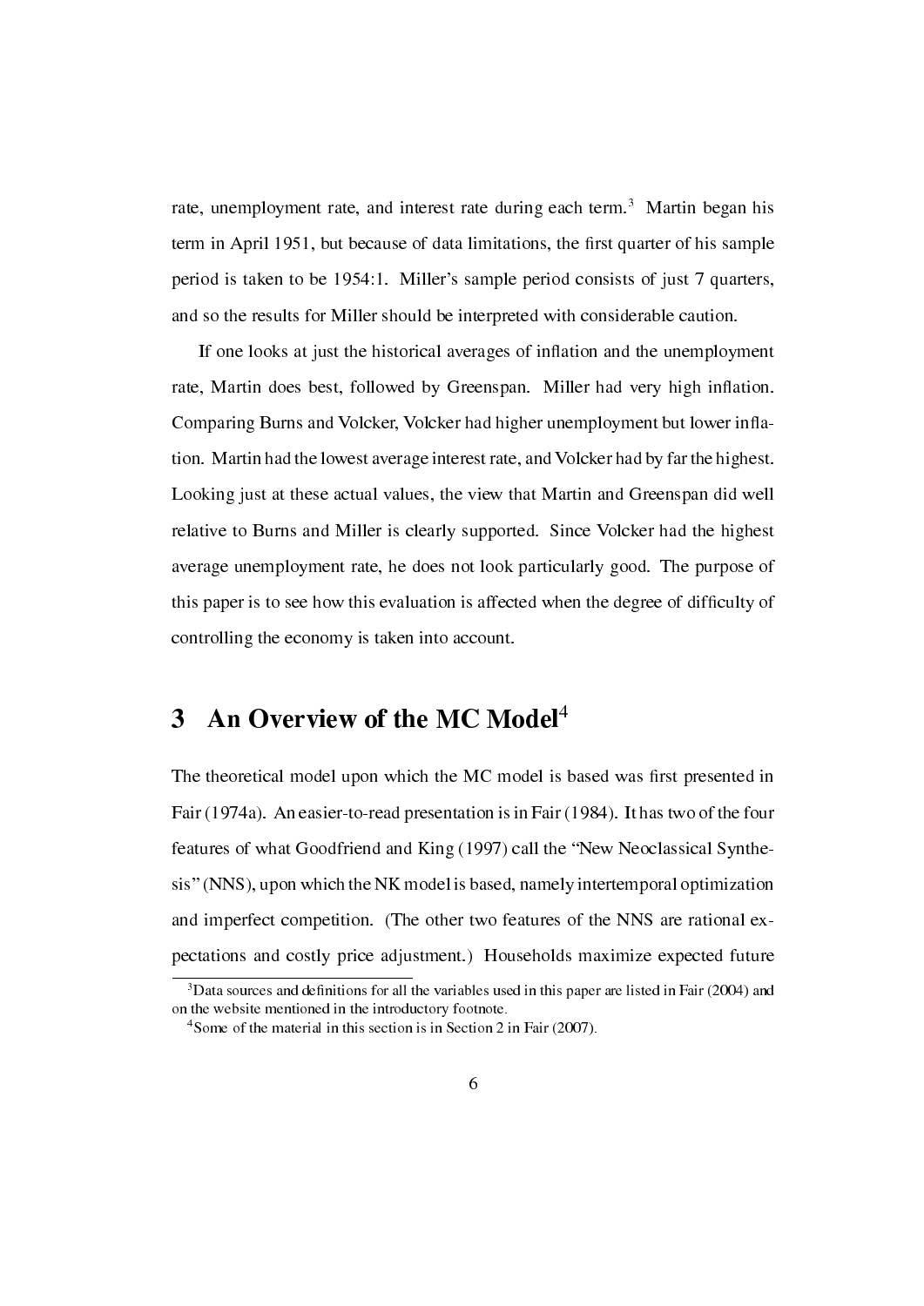rate, unemployment rate, and interest rate during each term.[3] Martin began his term in April 1951, but because of data limitations, the first quarter of his sample period is taken to be 1954:1. Miller's sample period consists of just 7 quarters, and so the results for Miller should be interpreted with considerable caution.

If one looks at just the historical averages of inflation and the unemployment rate, Martin does best, followed by Greenspan. Miller had very high inflation. Comparing Burns and Volcker, Volcker had higher unemployment but lower inflation. Martin had the lowest average interest rate, and Volcker had by far the highest. Looking just at these actual values, the view that Martin and Greenspan did well relative to Burns and Miller is clearly supported. Since Volcker had the highest average unemployment rate, he does not look particularly good. The purpose of this paper is to see how this evaluation is affected when the degree of difficulty of controlling the economy is taken into account.

## 3 An Overview of the MC Model[4]

The theoretical model upon which the MC model is based was first presented in Fair (1974a). An easier-to-read presentation is in Fair (1984). It has two of the four features of what Goodfriend and King (1997) call the "New Neoclassical Synthesis" (NNS), upon which the NK model is based, namely intertemporal optimization and imperfect competition. (The other two features of the NNS are rational expectations and costly price adjustment.) Households maximize expected future

[3] Data sources and definitions for all the variables used in this paper are listed in Fair (2004) and on the website mentioned in the introductory footnote.

[4] Some of the material in this section is in Section 2 in Fair (2007).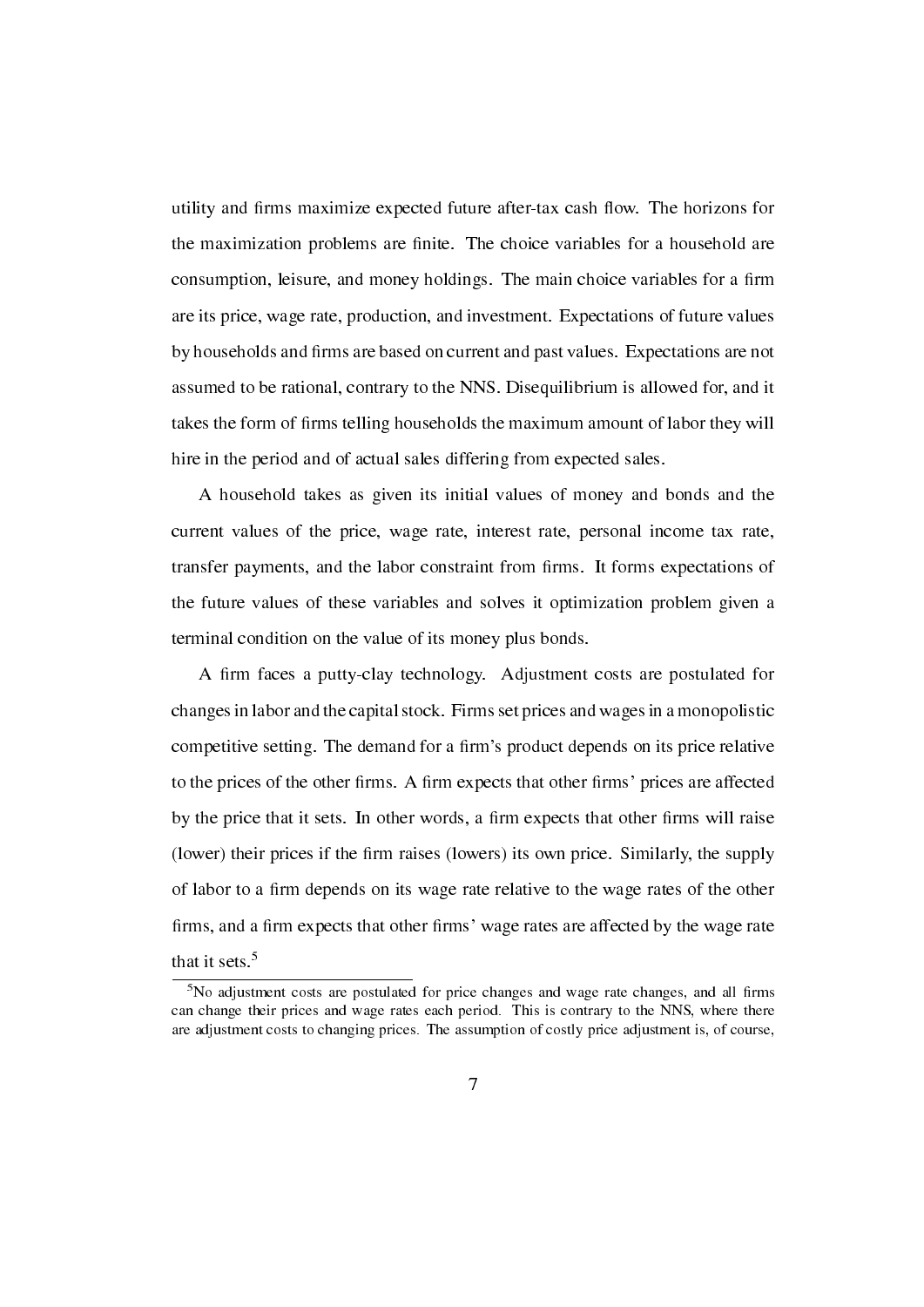utility and firms maximize expected future after-tax cash flow. The horizons for the maximization problems are finite. The choice variables for a household are consumption, leisure, and money holdings. The main choice variables for a firm are its price, wage rate, production, and investment. Expectations of future values by households and firms are based on current and past values. Expectations are not assumed to be rational, contrary to the NNS. Disequilibrium is allowed for, and it takes the form of firms telling households the maximum amount of labor they will hire in the period and of actual sales differing from expected sales.

A household takes as given its initial values of money and bonds and the current values of the price, wage rate, interest rate, personal income tax rate, transfer payments, and the labor constraint from firms. It forms expectations of the future values of these variables and solves it optimization problem given a terminal condition on the value of its money plus bonds.

A firm faces a putty-clay technology. Adjustment costs are postulated for changes in labor and the capital stock. Firms set prices and wages in a monopolistic competitive setting. The demand for a firm's product depends on its price relative to the prices of the other firms. A firm expects that other firms' prices are affected by the price that it sets. In other words, a firm expects that other firms will raise (lower) their prices if the firm raises (lowers) its own price. Similarly, the supply of labor to a firm depends on its wage rate relative to the wage rates of the other firms, and a firm expects that other firms' wage rates are affected by the wage rate that it sets.[5]

[5] No adjustment costs are postulated for price changes and wage rate changes, and all firms can change their prices and wage rates each period. This is contrary to the NNS, where there are adjustment costs to changing prices. The assumption of costly price adjustment is, of course,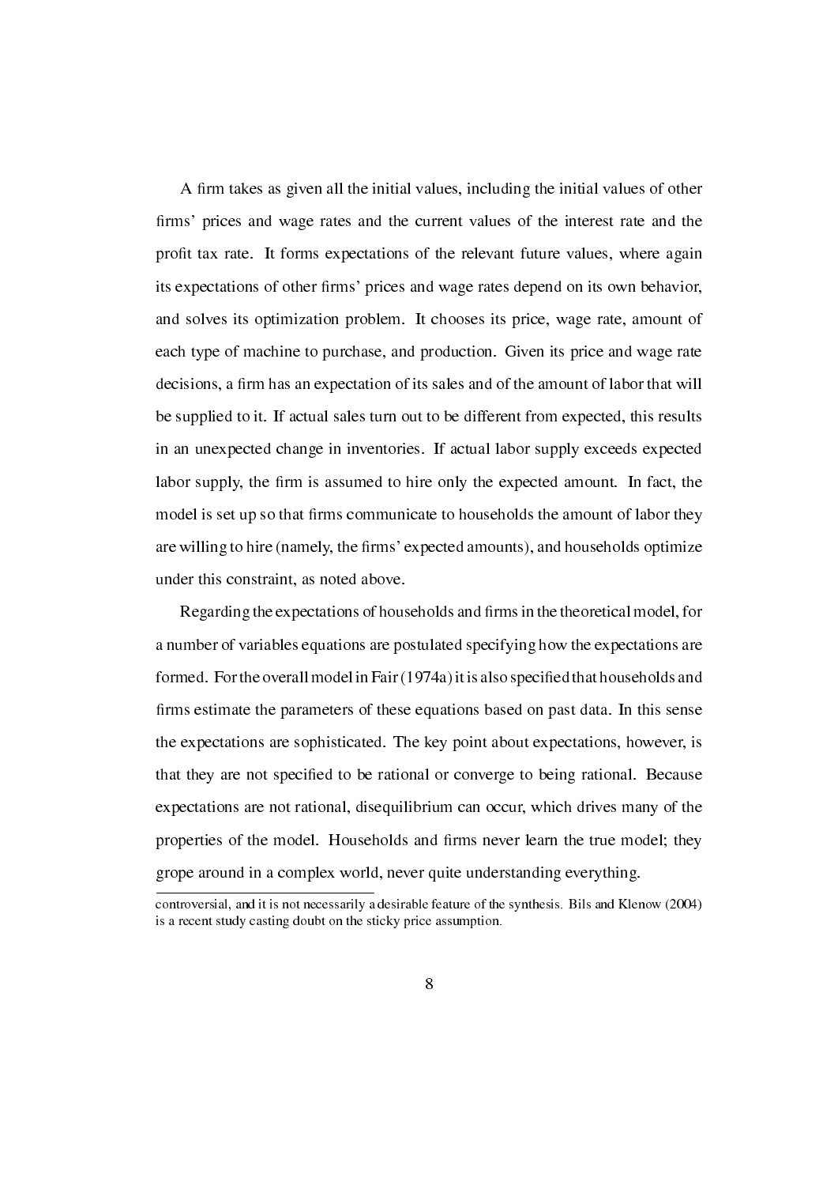A firm takes as given all the initial values, including the initial values of other firms' prices and wage rates and the current values of the interest rate and the profit tax rate. It forms expectations of the relevant future values, where again its expectations of other firms' prices and wage rates depend on its own behavior, and solves its optimization problem. It chooses its price, wage rate, amount of each type of machine to purchase, and production. Given its price and wage rate decisions, a firm has an expectation of its sales and of the amount of labor that will be supplied to it. If actual sales turn out to be different from expected, this results in an unexpected change in inventories. If actual labor supply exceeds expected labor supply, the firm is assumed to hire only the expected amount. In fact, the model is set up so that firms communicate to households the amount of labor they are willing to hire (namely, the firms' expected amounts), and households optimize under this constraint, as noted above.

Regarding the expectations of households and firms in the theoretical model, for a number of variables equations are postulated specifying how the expectations are formed. For the overall model in Fair (1974a) it is also specified that households and firms estimate the parameters of these equations based on past data. In this sense the expectations are sophisticated. The key point about expectations, however, is that they are not specified to be rational or converge to being rational. Because expectations are not rational, disequilibrium can occur, which drives many of the properties of the model. Households and firms never learn the true model; they grope around in a complex world, never quite understanding everything.

---

controversial, and it is not necessarily a desirable feature of the synthesis. Bils and Klenow (2004) is a recent study casting doubt on the sticky price assumption.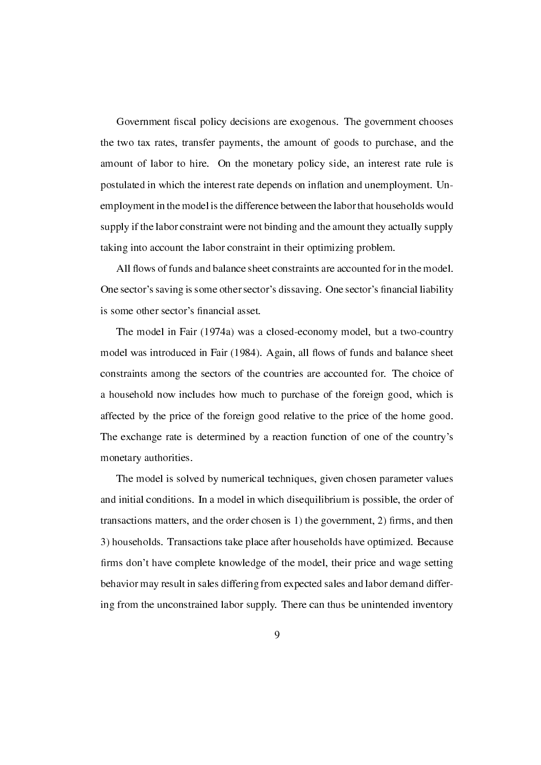Government fiscal policy decisions are exogenous. The government chooses the two tax rates, transfer payments, the amount of goods to purchase, and the amount of labor to hire. On the monetary policy side, an interest rate rule is postulated in which the interest rate depends on inflation and unemployment. Unemployment in the model is the difference between the labor that households would supply if the labor constraint were not binding and the amount they actually supply taking into account the labor constraint in their optimizing problem.

All flows of funds and balance sheet constraints are accounted for in the model. One sector's saving is some other sector's dissaving. One sector's financial liability is some other sector's financial asset.

The model in Fair (1974a) was a closed-economy model, but a two-country model was introduced in Fair (1984). Again, all flows of funds and balance sheet constraints among the sectors of the countries are accounted for. The choice of a household now includes how much to purchase of the foreign good, which is affected by the price of the foreign good relative to the price of the home good. The exchange rate is determined by a reaction function of one of the country's monetary authorities.

The model is solved by numerical techniques, given chosen parameter values and initial conditions. In a model in which disequilibrium is possible, the order of transactions matters, and the order chosen is 1) the government, 2) firms, and then 3) households. Transactions take place after households have optimized. Because firms don't have complete knowledge of the model, their price and wage setting behavior may result in sales differing from expected sales and labor demand differing from the unconstrained labor supply. There can thus be unintended inventory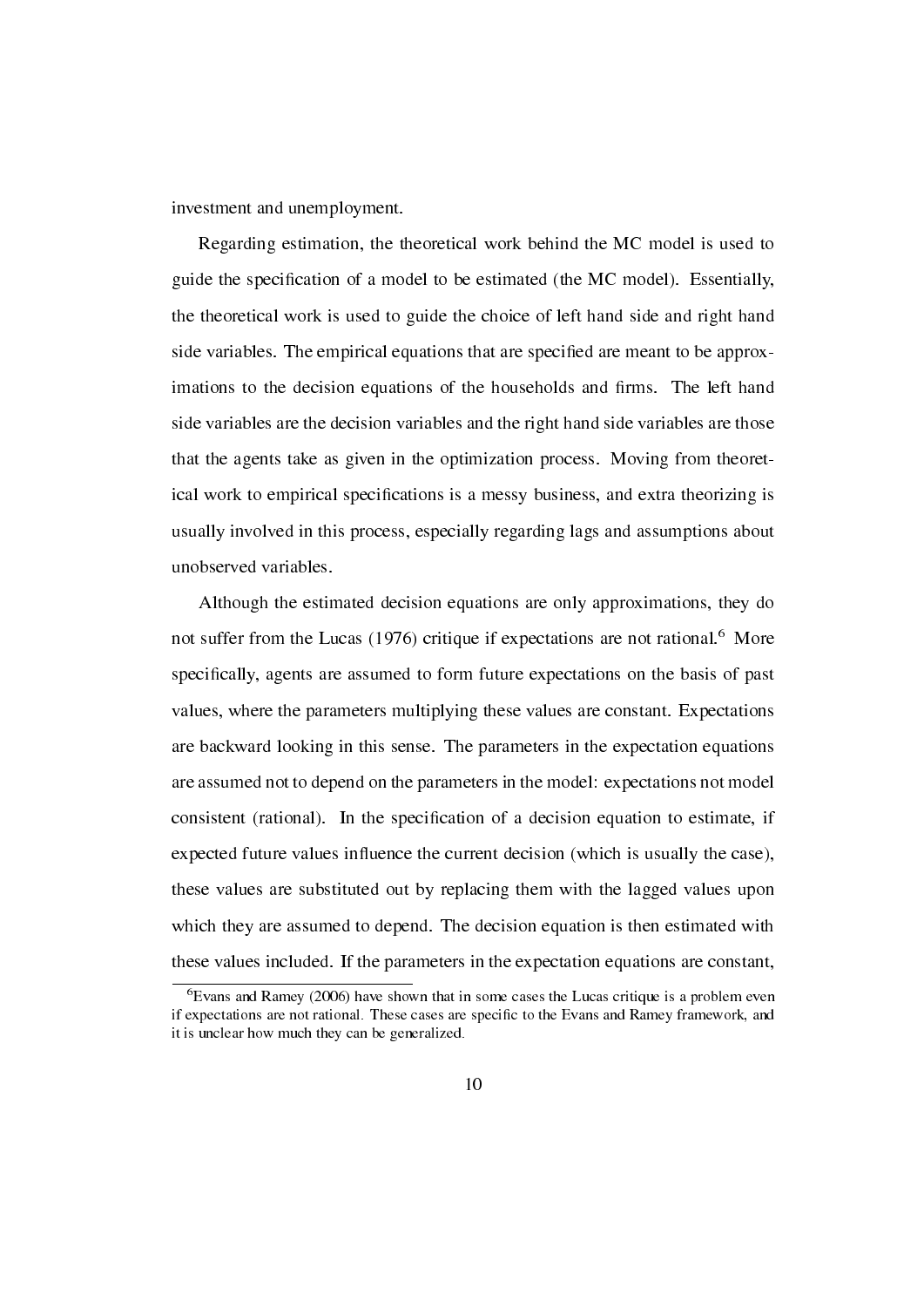investment and unemployment.

Regarding estimation, the theoretical work behind the MC model is used to guide the specification of a model to be estimated (the MC model). Essentially, the theoretical work is used to guide the choice of left hand side and right hand side variables. The empirical equations that are specified are meant to be approximations to the decision equations of the households and firms. The left hand side variables are the decision variables and the right hand side variables are those that the agents take as given in the optimization process. Moving from theoretical work to empirical specifications is a messy business, and extra theorizing is usually involved in this process, especially regarding lags and assumptions about unobserved variables.

Although the estimated decision equations are only approximations, they do not suffer from the Lucas (1976) critique if expectations are not rational.[6] More specifically, agents are assumed to form future expectations on the basis of past values, where the parameters multiplying these values are constant. Expectations are backward looking in this sense. The parameters in the expectation equations are assumed not to depend on the parameters in the model: expectations not model consistent (rational). In the specification of a decision equation to estimate, if expected future values influence the current decision (which is usually the case), these values are substituted out by replacing them with the lagged values upon which they are assumed to depend. The decision equation is then estimated with these values included. If the parameters in the expectation equations are constant,

[6] Evans and Ramey (2006) have shown that in some cases the Lucas critique is a problem even if expectations are not rational. These cases are specific to the Evans and Ramey framework, and it is unclear how much they can be generalized.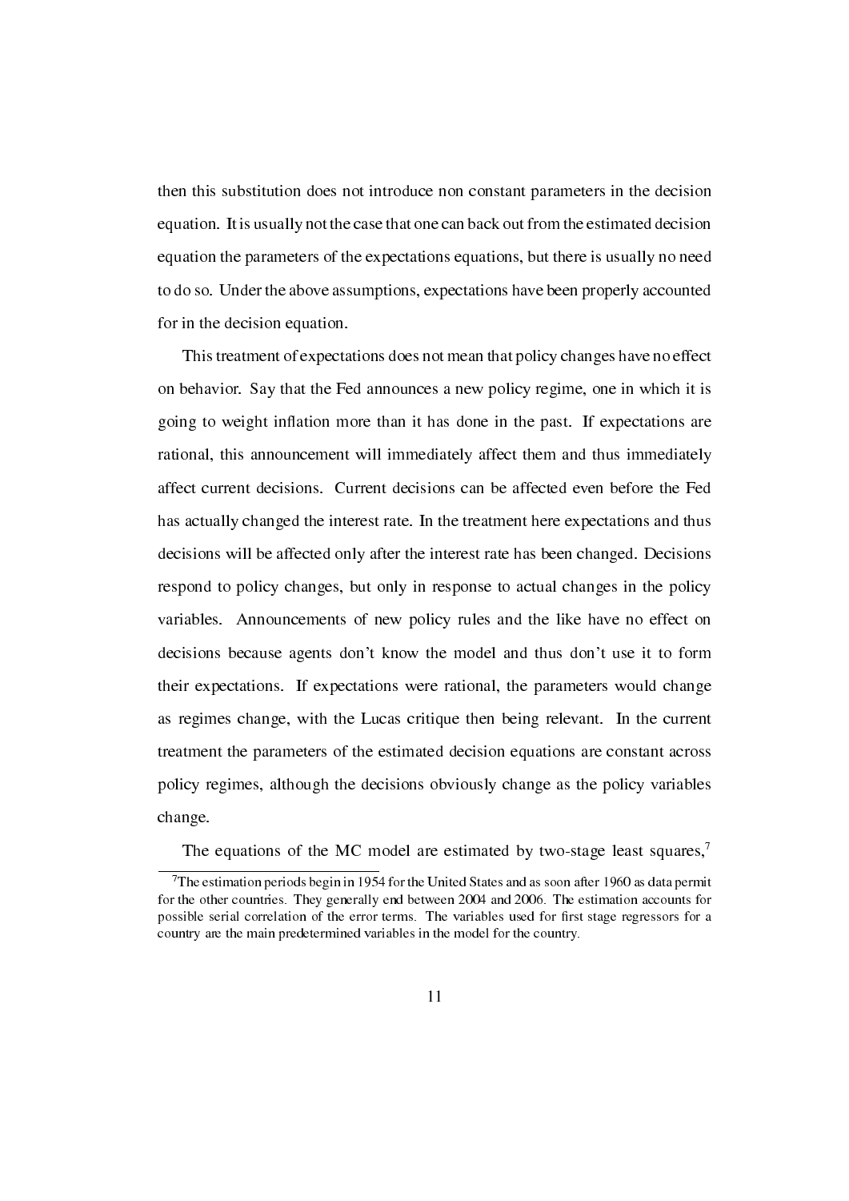then this substitution does not introduce non constant parameters in the decision equation. It is usually not the case that one can back out from the estimated decision equation the parameters of the expectations equations, but there is usually no need to do so. Under the above assumptions, expectations have been properly accounted for in the decision equation.

This treatment of expectations does not mean that policy changes have no effect on behavior. Say that the Fed announces a new policy regime, one in which it is going to weight inflation more than it has done in the past. If expectations are rational, this announcement will immediately affect them and thus immediately affect current decisions. Current decisions can be affected even before the Fed has actually changed the interest rate. In the treatment here expectations and thus decisions will be affected only after the interest rate has been changed. Decisions respond to policy changes, but only in response to actual changes in the policy variables. Announcements of new policy rules and the like have no effect on decisions because agents don't know the model and thus don't use it to form their expectations. If expectations were rational, the parameters would change as regimes change, with the Lucas critique then being relevant. In the current treatment the parameters of the estimated decision equations are constant across policy regimes, although the decisions obviously change as the policy variables change.

The equations of the MC model are estimated by two-stage least squares,[7]

[7] The estimation periods begin in 1954 for the United States and as soon after 1960 as data permit for the other countries. They generally end between 2004 and 2006. The estimation accounts for possible serial correlation of the error terms. The variables used for first stage regressors for a country are the main predetermined variables in the model for the country.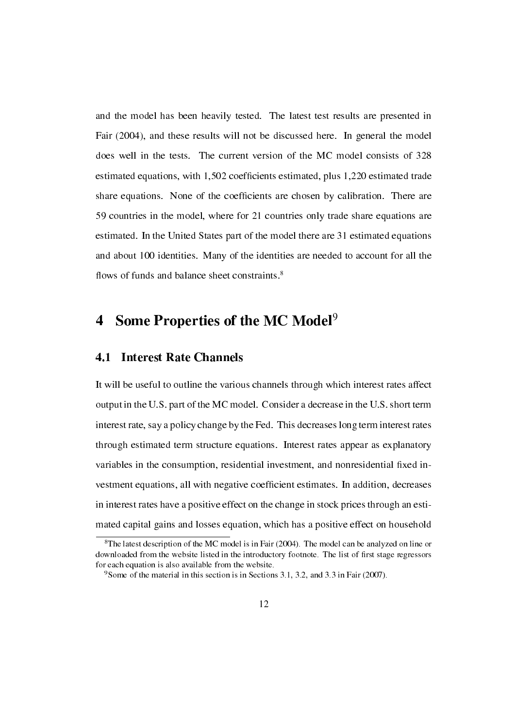and the model has been heavily tested. The latest test results are presented in Fair (2004), and these results will not be discussed here. In general the model does well in the tests. The current version of the MC model consists of 328 estimated equations, with 1,502 coefficients estimated, plus 1,220 estimated trade share equations. None of the coefficients are chosen by calibration. There are 59 countries in the model, where for 21 countries only trade share equations are estimated. In the United States part of the model there are 31 estimated equations and about 100 identities. Many of the identities are needed to account for all the flows of funds and balance sheet constraints.[8]

# 4 Some Properties of the MC Model[9]

## 4.1 Interest Rate Channels

It will be useful to outline the various channels through which interest rates affect output in the U.S. part of the MC model. Consider a decrease in the U.S. short term interest rate, say a policy change by the Fed. This decreases long term interest rates through estimated term structure equations. Interest rates appear as explanatory variables in the consumption, residential investment, and nonresidential fixed investment equations, all with negative coefficient estimates. In addition, decreases in interest rates have a positive effect on the change in stock prices through an estimated capital gains and losses equation, which has a positive effect on household

[8] The latest description of the MC model is in Fair (2004). The model can be analyzed on line or downloaded from the website listed in the introductory footnote. The list of first stage regressors for each equation is also available from the website.

[9] Some of the material in this section is in Sections 3.1, 3.2, and 3.3 in Fair (2007).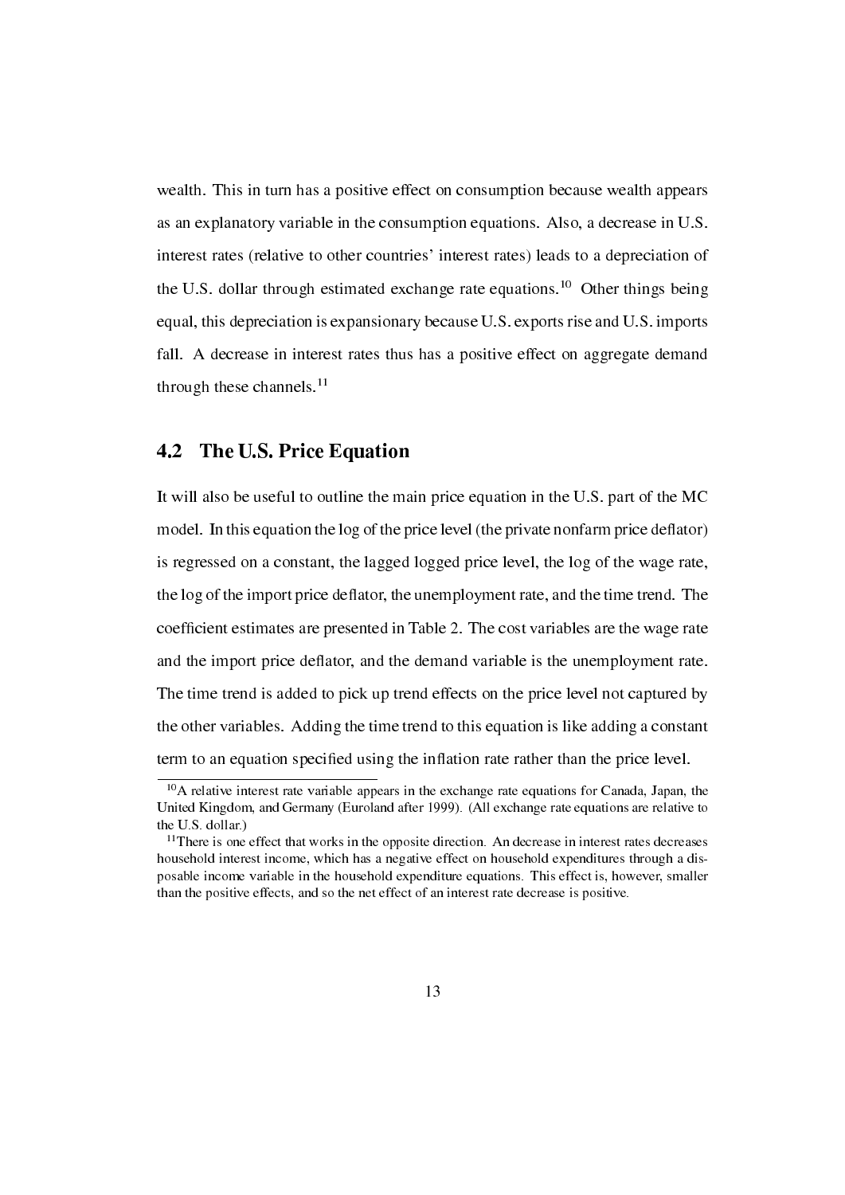wealth. This in turn has a positive effect on consumption because wealth appears as an explanatory variable in the consumption equations. Also, a decrease in U.S. interest rates (relative to other countries' interest rates) leads to a depreciation of the U.S. dollar through estimated exchange rate equations.[10] Other things being equal, this depreciation is expansionary because U.S. exports rise and U.S. imports fall. A decrease in interest rates thus has a positive effect on aggregate demand through these channels.[11]

## 4.2 The U.S. Price Equation

It will also be useful to outline the main price equation in the U.S. part of the MC model. In this equation the log of the price level (the private nonfarm price deflator) is regressed on a constant, the lagged logged price level, the log of the wage rate, the log of the import price deflator, the unemployment rate, and the time trend. The coefficient estimates are presented in Table 2. The cost variables are the wage rate and the import price deflator, and the demand variable is the unemployment rate. The time trend is added to pick up trend effects on the price level not captured by the other variables. Adding the time trend to this equation is like adding a constant term to an equation specified using the inflation rate rather than the price level.

---

[10] A relative interest rate variable appears in the exchange rate equations for Canada, Japan, the United Kingdom, and Germany (Euroland after 1999). (All exchange rate equations are relative to the U.S. dollar.)

[11] There is one effect that works in the opposite direction. An decrease in interest rates decreases household interest income, which has a negative effect on household expenditures through a disposable income variable in the household expenditure equations. This effect is, however, smaller than the positive effects, and so the net effect of an interest rate decrease is positive.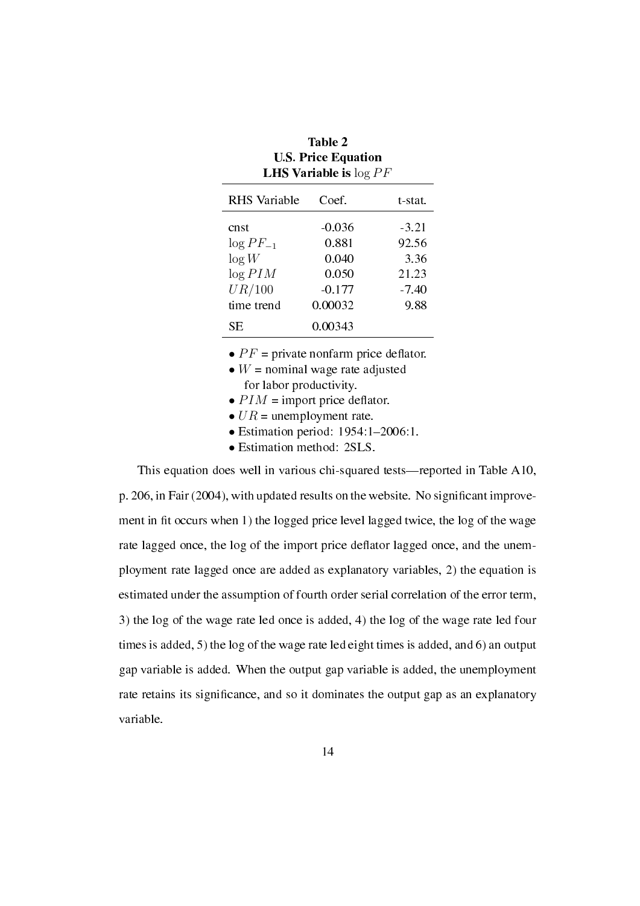**Table 2**
**U.S. Price Equation**
**LHS Variable is $\log PF$**

| RHS Variable | Coef. | t-stat. |
|---|---|---|
| cnst | -0.036 | -3.21 |
| $\log PF_{-1}$ | 0.881 | 92.56 |
| $\log W$ | 0.040 | 3.36 |
| $\log PIM$ | 0.050 | 21.23 |
| $UR/100$ | -0.177 | -7.40 |
| time trend | 0.00032 | 9.88 |
| SE | 0.00343 | |

- $PF$ = private nonfarm price deflator.
- $W$ = nominal wage rate adjusted for labor productivity.
- $PIM$ = import price deflator.
- $UR$ = unemployment rate.
- Estimation period: 1954:1–2006:1.
- Estimation method: 2SLS.

This equation does well in various chi-squared tests—reported in Table A10, p. 206, in Fair (2004), with updated results on the website. No significant improvement in fit occurs when 1) the logged price level lagged twice, the log of the wage rate lagged once, the log of the import price deflator lagged once, and the unemployment rate lagged once are added as explanatory variables, 2) the equation is estimated under the assumption of fourth order serial correlation of the error term, 3) the log of the wage rate led once is added, 4) the log of the wage rate led four times is added, 5) the log of the wage rate led eight times is added, and 6) an output gap variable is added. When the output gap variable is added, the unemployment rate retains its significance, and so it dominates the output gap as an explanatory variable.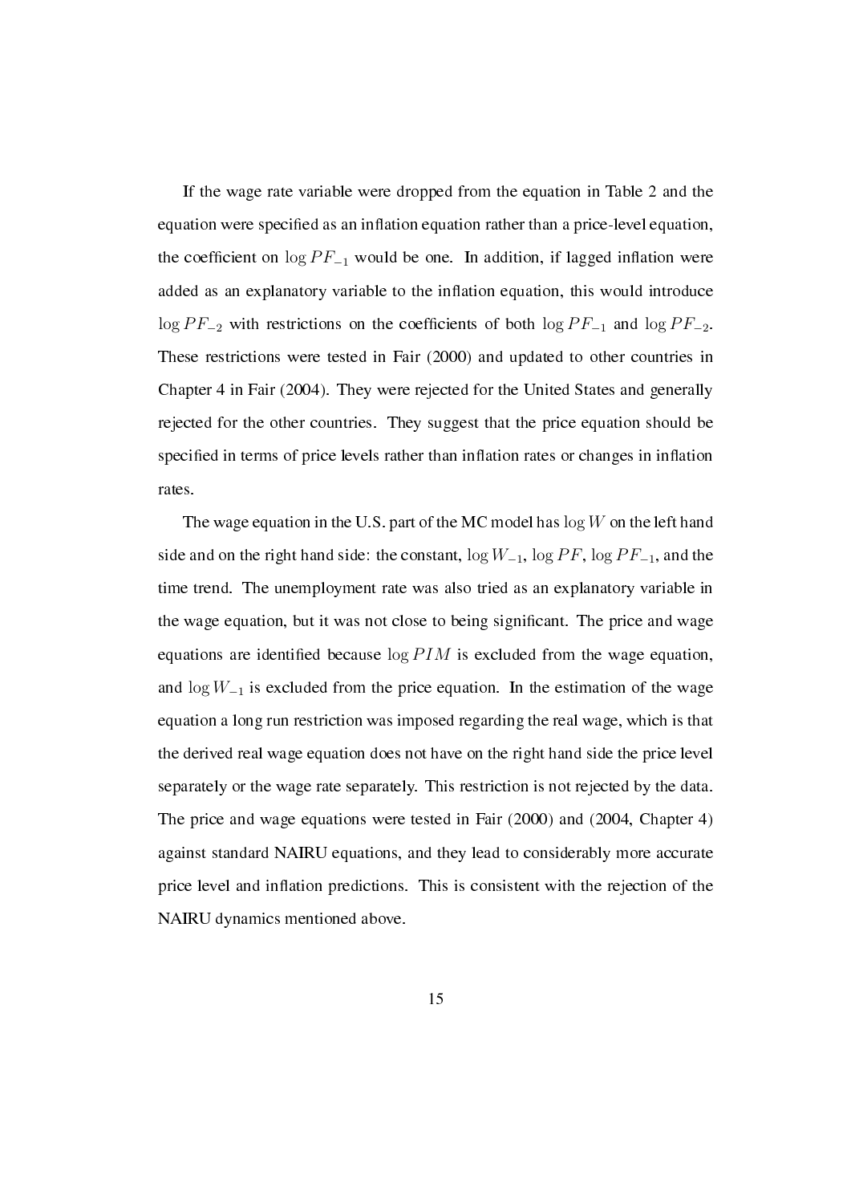If the wage rate variable were dropped from the equation in Table 2 and the equation were specified as an inflation equation rather than a price-level equation, the coefficient on $\log PF_{-1}$ would be one. In addition, if lagged inflation were added as an explanatory variable to the inflation equation, this would introduce $\log PF_{-2}$ with restrictions on the coefficients of both $\log PF_{-1}$ and $\log PF_{-2}$. These restrictions were tested in Fair (2000) and updated to other countries in Chapter 4 in Fair (2004). They were rejected for the United States and generally rejected for the other countries. They suggest that the price equation should be specified in terms of price levels rather than inflation rates or changes in inflation rates.

The wage equation in the U.S. part of the MC model has $\log W$ on the left hand side and on the right hand side: the constant, $\log W_{-1}$, $\log PF$, $\log PF_{-1}$, and the time trend. The unemployment rate was also tried as an explanatory variable in the wage equation, but it was not close to being significant. The price and wage equations are identified because $\log PIM$ is excluded from the wage equation, and $\log W_{-1}$ is excluded from the price equation. In the estimation of the wage equation a long run restriction was imposed regarding the real wage, which is that the derived real wage equation does not have on the right hand side the price level separately or the wage rate separately. This restriction is not rejected by the data. The price and wage equations were tested in Fair (2000) and (2004, Chapter 4) against standard NAIRU equations, and they lead to considerably more accurate price level and inflation predictions. This is consistent with the rejection of the NAIRU dynamics mentioned above.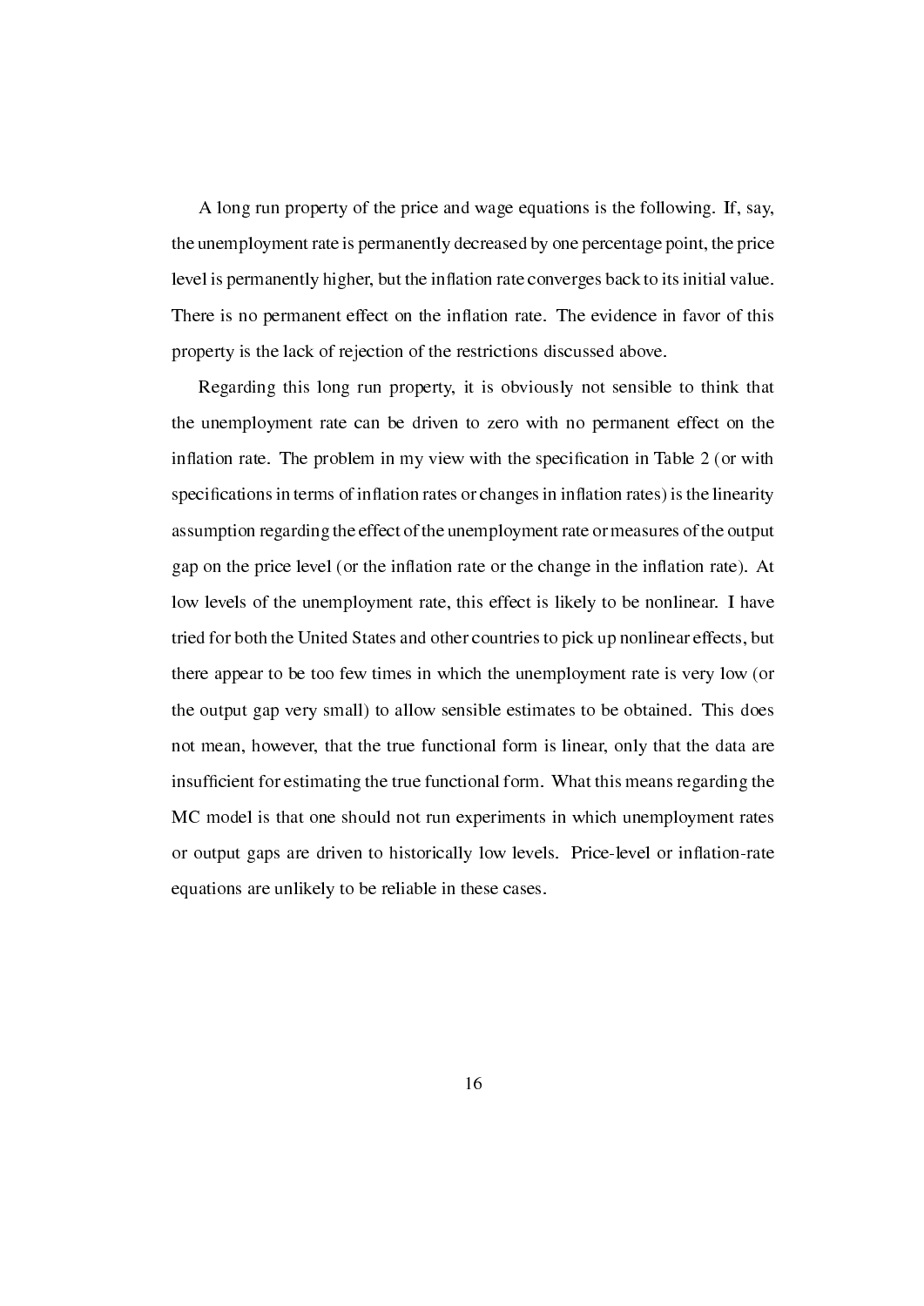A long run property of the price and wage equations is the following. If, say, the unemployment rate is permanently decreased by one percentage point, the price level is permanently higher, but the inflation rate converges back to its initial value. There is no permanent effect on the inflation rate. The evidence in favor of this property is the lack of rejection of the restrictions discussed above.

Regarding this long run property, it is obviously not sensible to think that the unemployment rate can be driven to zero with no permanent effect on the inflation rate. The problem in my view with the specification in Table 2 (or with specifications in terms of inflation rates or changes in inflation rates) is the linearity assumption regarding the effect of the unemployment rate or measures of the output gap on the price level (or the inflation rate or the change in the inflation rate). At low levels of the unemployment rate, this effect is likely to be nonlinear. I have tried for both the United States and other countries to pick up nonlinear effects, but there appear to be too few times in which the unemployment rate is very low (or the output gap very small) to allow sensible estimates to be obtained. This does not mean, however, that the true functional form is linear, only that the data are insufficient for estimating the true functional form. What this means regarding the MC model is that one should not run experiments in which unemployment rates or output gaps are driven to historically low levels. Price-level or inflation-rate equations are unlikely to be reliable in these cases.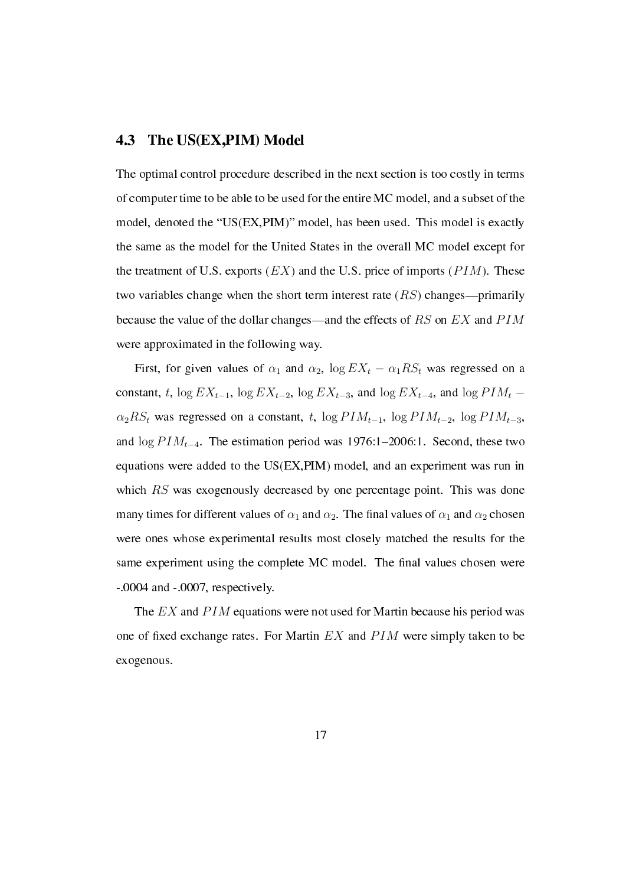## 4.3 The US(EX,PIM) Model

The optimal control procedure described in the next section is too costly in terms of computer time to be able to be used for the entire MC model, and a subset of the model, denoted the "US(EX,PIM)" model, has been used. This model is exactly the same as the model for the United States in the overall MC model except for the treatment of U.S. exports ($EX$) and the U.S. price of imports ($PIM$). These two variables change when the short term interest rate ($RS$) changes—primarily because the value of the dollar changes—and the effects of $RS$ on $EX$ and $PIM$ were approximated in the following way.

First, for given values of $\alpha_1$ and $\alpha_2$, $\log EX_t - \alpha_1 RS_t$ was regressed on a constant, $t$, $\log EX_{t-1}$, $\log EX_{t-2}$, $\log EX_{t-3}$, and $\log EX_{t-4}$, and $\log PIM_t - \alpha_2 RS_t$ was regressed on a constant, $t$, $\log PIM_{t-1}$, $\log PIM_{t-2}$, $\log PIM_{t-3}$, and $\log PIM_{t-4}$. The estimation period was 1976:1–2006:1. Second, these two equations were added to the US(EX,PIM) model, and an experiment was run in which $RS$ was exogenously decreased by one percentage point. This was done many times for different values of $\alpha_1$ and $\alpha_2$. The final values of $\alpha_1$ and $\alpha_2$ chosen were ones whose experimental results most closely matched the results for the same experiment using the complete MC model. The final values chosen were -.0004 and -.0007, respectively.

The $EX$ and $PIM$ equations were not used for Martin because his period was one of fixed exchange rates. For Martin $EX$ and $PIM$ were simply taken to be exogenous.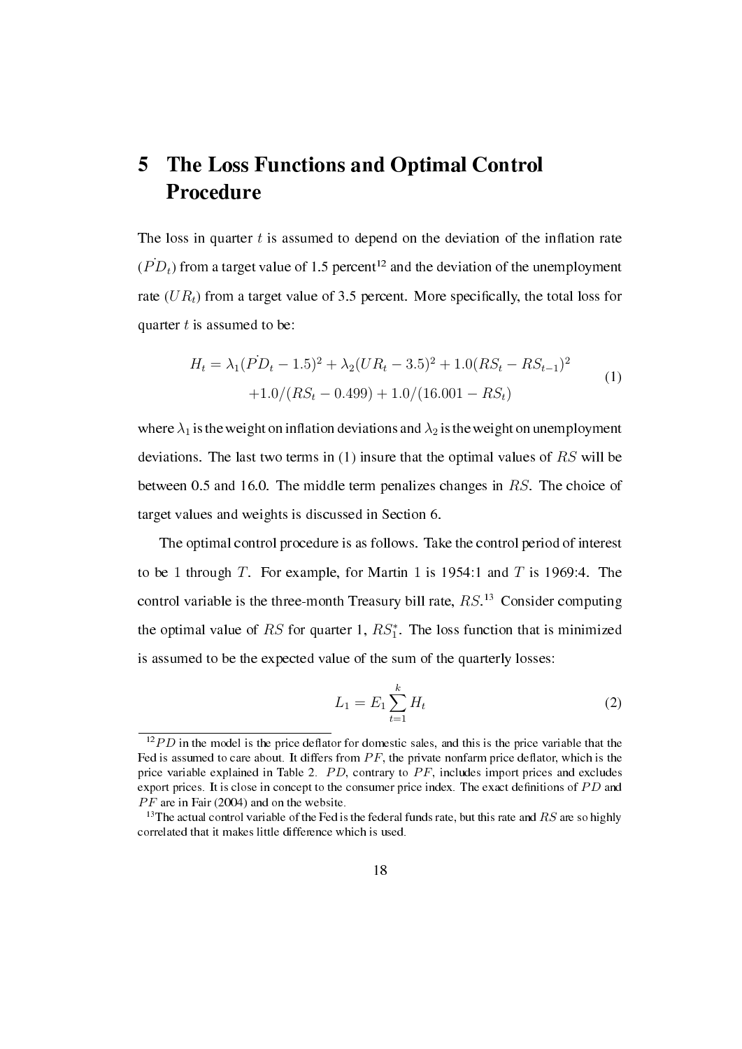# 5 The Loss Functions and Optimal Control Procedure

The loss in quarter $t$ is assumed to depend on the deviation of the inflation rate ($\dot{PD}_t$) from a target value of 1.5 percent[12] and the deviation of the unemployment rate ($UR_t$) from a target value of 3.5 percent. More specifically, the total loss for quarter $t$ is assumed to be:

$$
\begin{aligned}
H_t = \lambda_1(\dot{PD}_t - 1.5)^2 + \lambda_2(UR_t - 3.5)^2 + 1.0(RS_t - RS_{t-1})^2 \\
+1.0/(RS_t - 0.499) + 1.0/(16.001 - RS_t)
\end{aligned}
\tag{1}
$$

where $\lambda_1$ is the weight on inflation deviations and $\lambda_2$ is the weight on unemployment deviations. The last two terms in (1) insure that the optimal values of $RS$ will be between 0.5 and 16.0. The middle term penalizes changes in $RS$. The choice of target values and weights is discussed in Section 6.

The optimal control procedure is as follows. Take the control period of interest to be 1 through $T$. For example, for Martin 1 is 1954:1 and $T$ is 1969:4. The control variable is the three-month Treasury bill rate, $RS$.[13] Consider computing the optimal value of $RS$ for quarter 1, $RS_1^*$. The loss function that is minimized is assumed to be the expected value of the sum of the quarterly losses:

$$
L_1 = E_1 \sum_{t=1}^{k} H_t \tag{2}
$$

[12] $PD$ in the model is the price deflator for domestic sales, and this is the price variable that the Fed is assumed to care about. It differs from $PF$, the private nonfarm price deflator, which is the price variable explained in Table 2. $PD$, contrary to $PF$, includes import prices and excludes export prices. It is close in concept to the consumer price index. The exact definitions of $PD$ and $PF$ are in Fair (2004) and on the website.

[13] The actual control variable of the Fed is the federal funds rate, but this rate and $RS$ are so highly correlated that it makes little difference which is used.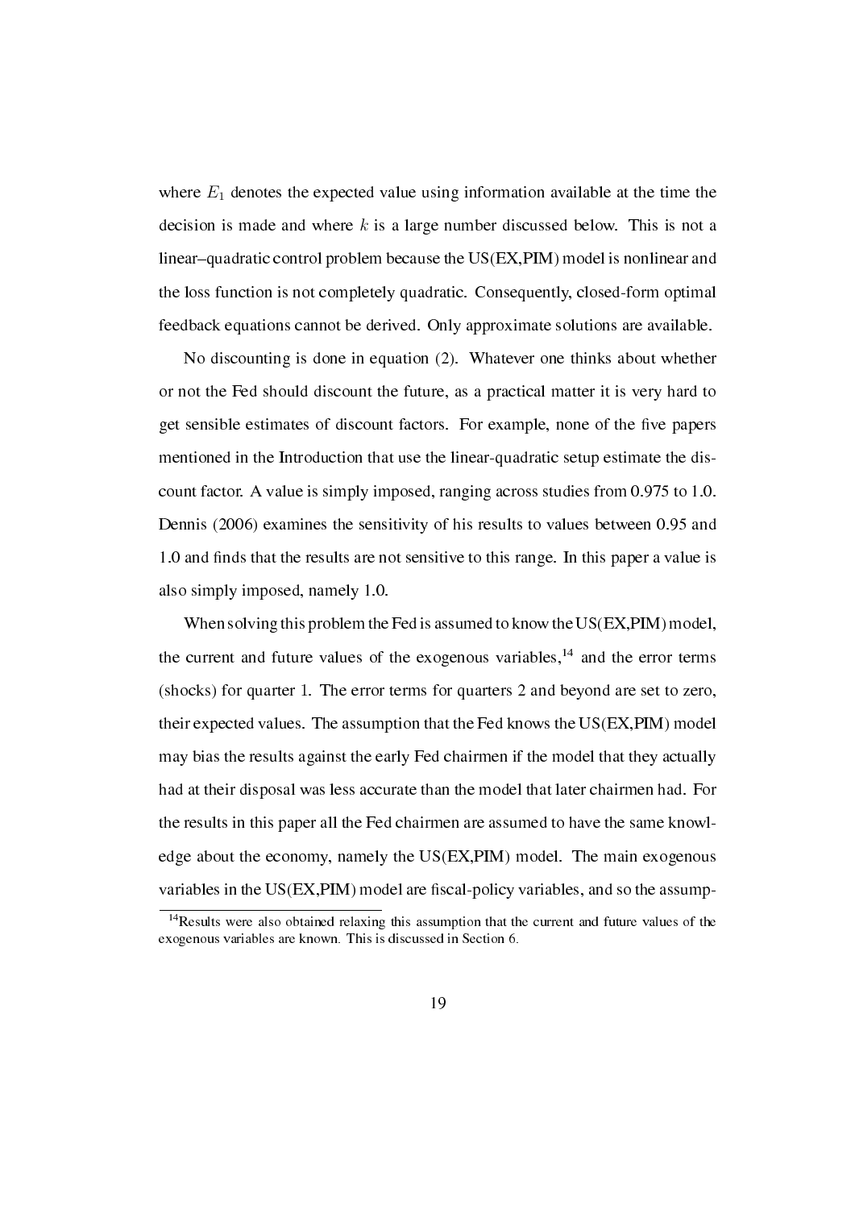where $E_1$ denotes the expected value using information available at the time the decision is made and where $k$ is a large number discussed below. This is not a linear–quadratic control problem because the US(EX,PIM) model is nonlinear and the loss function is not completely quadratic. Consequently, closed-form optimal feedback equations cannot be derived. Only approximate solutions are available.

No discounting is done in equation (2). Whatever one thinks about whether or not the Fed should discount the future, as a practical matter it is very hard to get sensible estimates of discount factors. For example, none of the five papers mentioned in the Introduction that use the linear-quadratic setup estimate the discount factor. A value is simply imposed, ranging across studies from 0.975 to 1.0. Dennis (2006) examines the sensitivity of his results to values between 0.95 and 1.0 and finds that the results are not sensitive to this range. In this paper a value is also simply imposed, namely 1.0.

When solving this problem the Fed is assumed to know the US(EX,PIM) model, the current and future values of the exogenous variables,[14] and the error terms (shocks) for quarter 1. The error terms for quarters 2 and beyond are set to zero, their expected values. The assumption that the Fed knows the US(EX,PIM) model may bias the results against the early Fed chairmen if the model that they actually had at their disposal was less accurate than the model that later chairmen had. For the results in this paper all the Fed chairmen are assumed to have the same knowledge about the economy, namely the US(EX,PIM) model. The main exogenous variables in the US(EX,PIM) model are fiscal-policy variables, and so the assump-

[14]Results were also obtained relaxing this assumption that the current and future values of the exogenous variables are known. This is discussed in Section 6.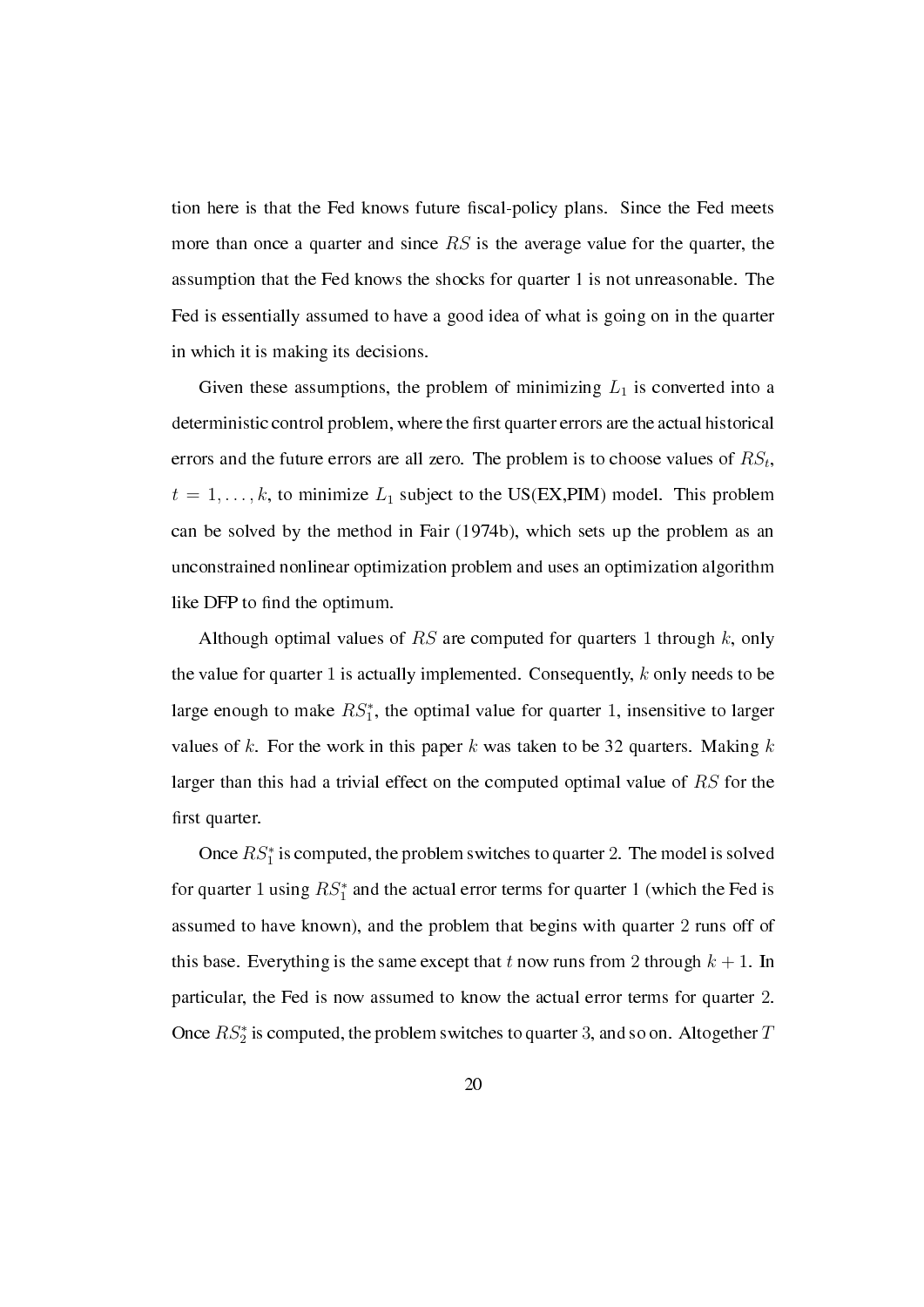tion here is that the Fed knows future fiscal-policy plans. Since the Fed meets more than once a quarter and since $RS$ is the average value for the quarter, the assumption that the Fed knows the shocks for quarter 1 is not unreasonable. The Fed is essentially assumed to have a good idea of what is going on in the quarter in which it is making its decisions.

Given these assumptions, the problem of minimizing $L_1$ is converted into a deterministic control problem, where the first quarter errors are the actual historical errors and the future errors are all zero. The problem is to choose values of $RS_t$, $t = 1, \ldots, k$, to minimize $L_1$ subject to the US(EX,PIM) model. This problem can be solved by the method in Fair (1974b), which sets up the problem as an unconstrained nonlinear optimization problem and uses an optimization algorithm like DFP to find the optimum.

Although optimal values of $RS$ are computed for quarters 1 through $k$, only the value for quarter 1 is actually implemented. Consequently, $k$ only needs to be large enough to make $RS_1^*$, the optimal value for quarter 1, insensitive to larger values of $k$. For the work in this paper $k$ was taken to be 32 quarters. Making $k$ larger than this had a trivial effect on the computed optimal value of $RS$ for the first quarter.

Once $RS_1^*$ is computed, the problem switches to quarter 2. The model is solved for quarter 1 using $RS_1^*$ and the actual error terms for quarter 1 (which the Fed is assumed to have known), and the problem that begins with quarter 2 runs off of this base. Everything is the same except that $t$ now runs from 2 through $k + 1$. In particular, the Fed is now assumed to know the actual error terms for quarter 2. Once $RS_2^*$ is computed, the problem switches to quarter 3, and so on. Altogether $T$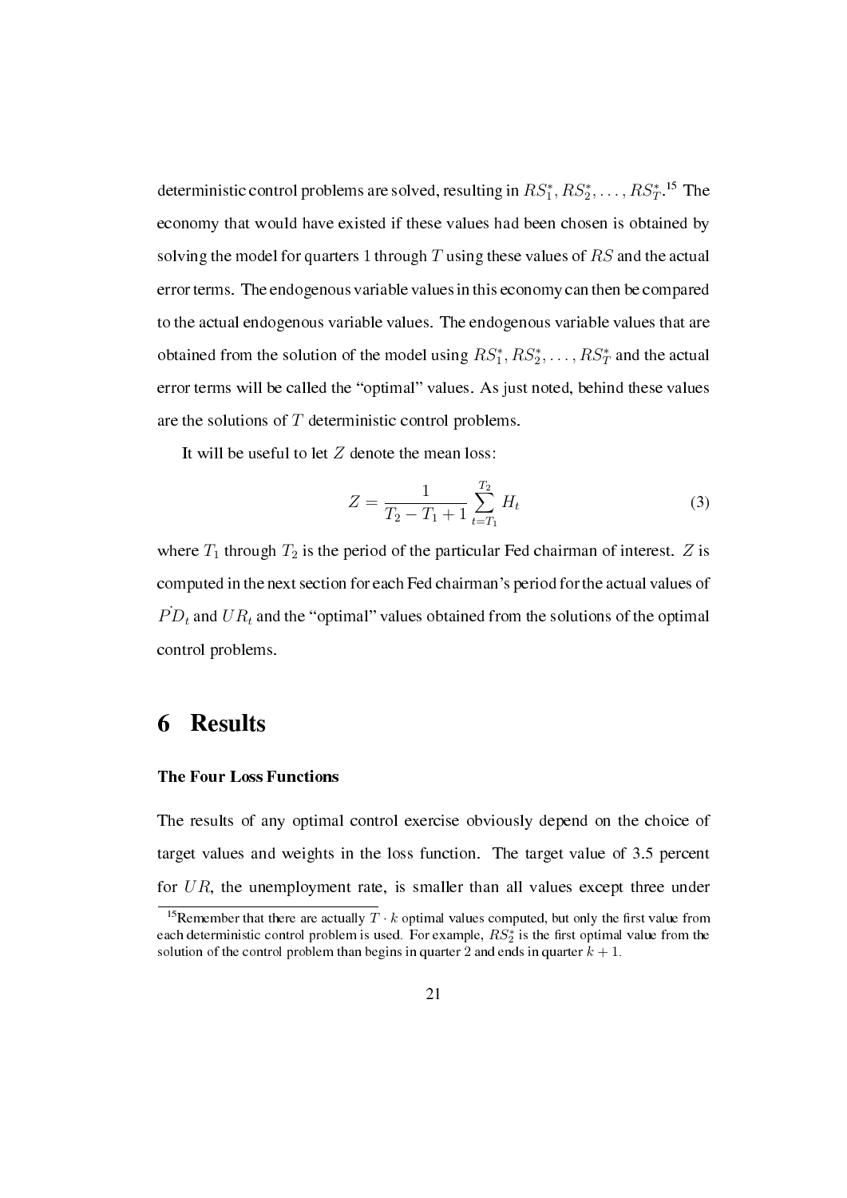deterministic control problems are solved, resulting in $RS_1^*, RS_2^*, \ldots, RS_T^*$.[15] The economy that would have existed if these values had been chosen is obtained by solving the model for quarters 1 through $T$ using these values of $RS$ and the actual error terms. The endogenous variable values in this economy can then be compared to the actual endogenous variable values. The endogenous variable values that are obtained from the solution of the model using $RS_1^*, RS_2^*, \ldots, RS_T^*$ and the actual error terms will be called the "optimal" values. As just noted, behind these values are the solutions of $T$ deterministic control problems.

It will be useful to let $Z$ denote the mean loss:

$$Z = \frac{1}{T_2 - T_1 + 1} \sum_{t=T_1}^{T_2} H_t \tag{3}$$

where $T_1$ through $T_2$ is the period of the particular Fed chairman of interest. $Z$ is computed in the next section for each Fed chairman's period for the actual values of $\dot{PD}_t$ and $UR_t$ and the "optimal" values obtained from the solutions of the optimal control problems.

# 6 Results

### The Four Loss Functions

The results of any optimal control exercise obviously depend on the choice of target values and weights in the loss function. The target value of 3.5 percent for $UR$, the unemployment rate, is smaller than all values except three under

[15] Remember that there are actually $T \cdot k$ optimal values computed, but only the first value from each deterministic control problem is used. For example, $RS_2^*$ is the first optimal value from the solution of the control problem than begins in quarter 2 and ends in quarter $k + 1$.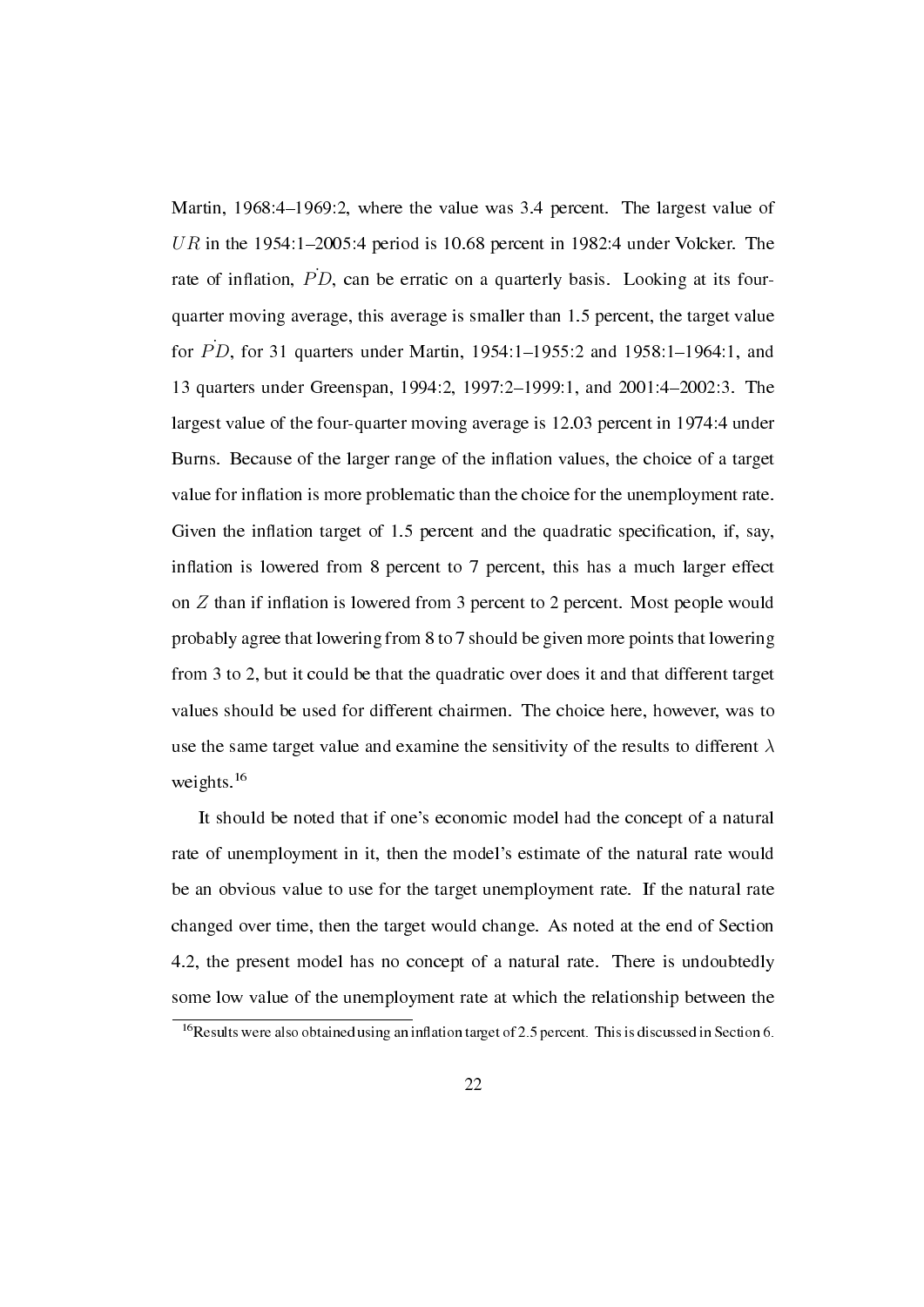Martin, 1968:4–1969:2, where the value was 3.4 percent. The largest value of $UR$ in the 1954:1–2005:4 period is 10.68 percent in 1982:4 under Volcker. The rate of inflation, $\dot{PD}$, can be erratic on a quarterly basis. Looking at its four-quarter moving average, this average is smaller than 1.5 percent, the target value for $\dot{PD}$, for 31 quarters under Martin, 1954:1–1955:2 and 1958:1–1964:1, and 13 quarters under Greenspan, 1994:2, 1997:2–1999:1, and 2001:4–2002:3. The largest value of the four-quarter moving average is 12.03 percent in 1974:4 under Burns. Because of the larger range of the inflation values, the choice of a target value for inflation is more problematic than the choice for the unemployment rate. Given the inflation target of 1.5 percent and the quadratic specification, if, say, inflation is lowered from 8 percent to 7 percent, this has a much larger effect on $Z$ than if inflation is lowered from 3 percent to 2 percent. Most people would probably agree that lowering from 8 to 7 should be given more points that lowering from 3 to 2, but it could be that the quadratic over does it and that different target values should be used for different chairmen. The choice here, however, was to use the same target value and examine the sensitivity of the results to different $\lambda$ weights.[16]

It should be noted that if one's economic model had the concept of a natural rate of unemployment in it, then the model's estimate of the natural rate would be an obvious value to use for the target unemployment rate. If the natural rate changed over time, then the target would change. As noted at the end of Section 4.2, the present model has no concept of a natural rate. There is undoubtedly some low value of the unemployment rate at which the relationship between the

[16]Results were also obtained using an inflation target of 2.5 percent. This is discussed in Section 6.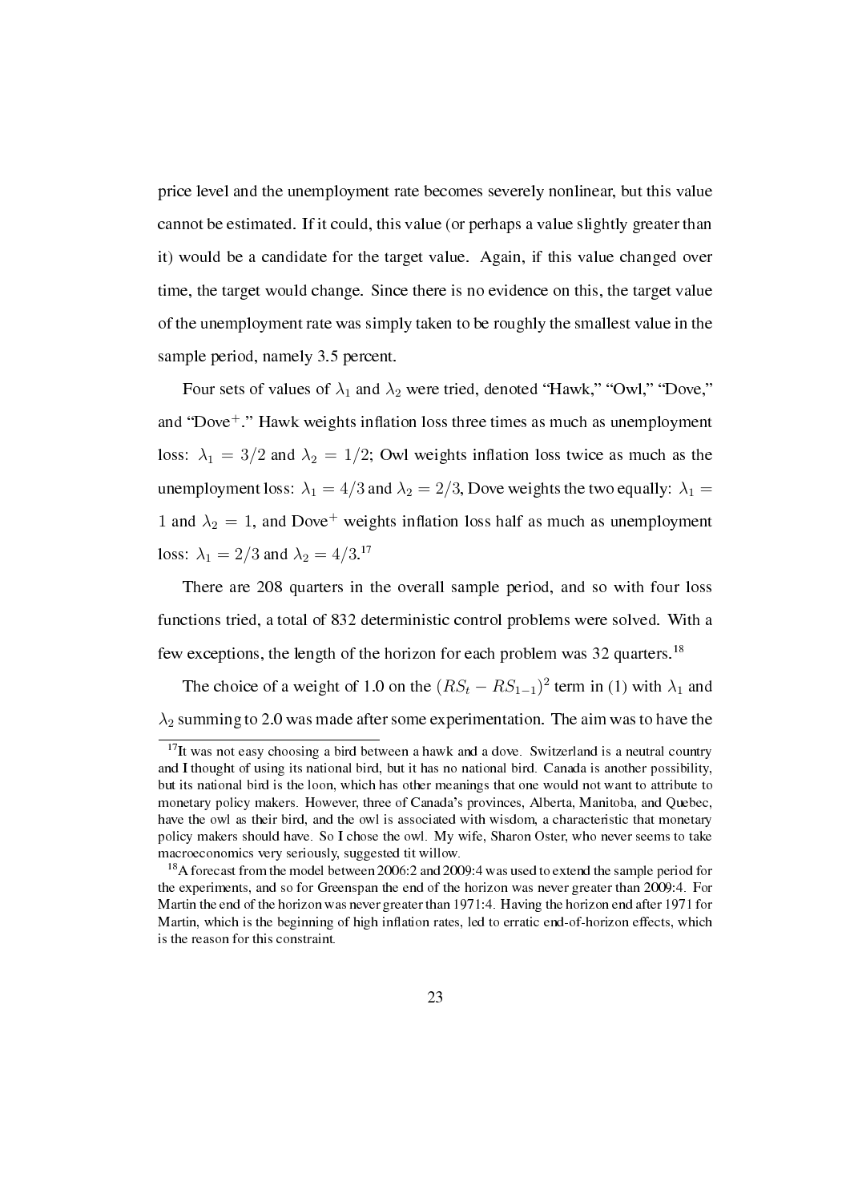price level and the unemployment rate becomes severely nonlinear, but this value cannot be estimated. If it could, this value (or perhaps a value slightly greater than it) would be a candidate for the target value. Again, if this value changed over time, the target would change. Since there is no evidence on this, the target value of the unemployment rate was simply taken to be roughly the smallest value in the sample period, namely 3.5 percent.

Four sets of values of $\lambda_1$ and $\lambda_2$ were tried, denoted "Hawk," "Owl," "Dove," and "Dove$^+$." Hawk weights inflation loss three times as much as unemployment loss: $\lambda_1 = 3/2$ and $\lambda_2 = 1/2$; Owl weights inflation loss twice as much as the unemployment loss: $\lambda_1 = 4/3$ and $\lambda_2 = 2/3$, Dove weights the two equally: $\lambda_1 = 1$ and $\lambda_2 = 1$, and Dove$^+$ weights inflation loss half as much as unemployment loss: $\lambda_1 = 2/3$ and $\lambda_2 = 4/3$.[17]

There are 208 quarters in the overall sample period, and so with four loss functions tried, a total of 832 deterministic control problems were solved. With a few exceptions, the length of the horizon for each problem was 32 quarters.[18]

The choice of a weight of 1.0 on the $(RS_t - RS_{1-1})^2$ term in (1) with $\lambda_1$ and $\lambda_2$ summing to 2.0 was made after some experimentation. The aim was to have the

---

[17] It was not easy choosing a bird between a hawk and a dove. Switzerland is a neutral country and I thought of using its national bird, but it has no national bird. Canada is another possibility, but its national bird is the loon, which has other meanings that one would not want to attribute to monetary policy makers. However, three of Canada's provinces, Alberta, Manitoba, and Quebec, have the owl as their bird, and the owl is associated with wisdom, a characteristic that monetary policy makers should have. So I chose the owl. My wife, Sharon Oster, who never seems to take macroeconomics very seriously, suggested tit willow.

[18] A forecast from the model between 2006:2 and 2009:4 was used to extend the sample period for the experiments, and so for Greenspan the end of the horizon was never greater than 2009:4. For Martin the end of the horizon was never greater than 1971:4. Having the horizon end after 1971 for Martin, which is the beginning of high inflation rates, led to erratic end-of-horizon effects, which is the reason for this constraint.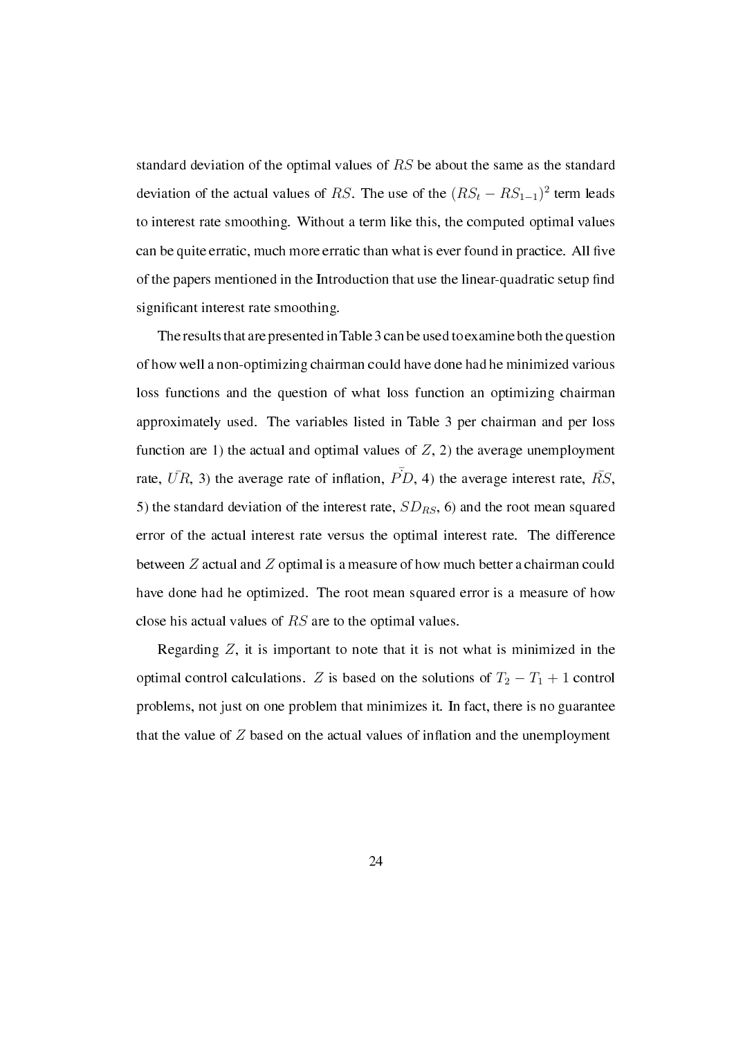standard deviation of the optimal values of $RS$ be about the same as the standard deviation of the actual values of $RS$. The use of the $(RS_t - RS_{1-1})^2$ term leads to interest rate smoothing. Without a term like this, the computed optimal values can be quite erratic, much more erratic than what is ever found in practice. All five of the papers mentioned in the Introduction that use the linear-quadratic setup find significant interest rate smoothing.

The results that are presented in Table 3 can be used to examine both the question of how well a non-optimizing chairman could have done had he minimized various loss functions and the question of what loss function an optimizing chairman approximately used. The variables listed in Table 3 per chairman and per loss function are 1) the actual and optimal values of $Z$, 2) the average unemployment rate, $\bar{UR}$, 3) the average rate of inflation, $\bar{PD}$, 4) the average interest rate, $\bar{RS}$, 5) the standard deviation of the interest rate, $SD_{RS}$, 6) and the root mean squared error of the actual interest rate versus the optimal interest rate. The difference between $Z$ actual and $Z$ optimal is a measure of how much better a chairman could have done had he optimized. The root mean squared error is a measure of how close his actual values of $RS$ are to the optimal values.

Regarding $Z$, it is important to note that it is not what is minimized in the optimal control calculations. $Z$ is based on the solutions of $T_2 - T_1 + 1$ control problems, not just on one problem that minimizes it. In fact, there is no guarantee that the value of $Z$ based on the actual values of inflation and the unemployment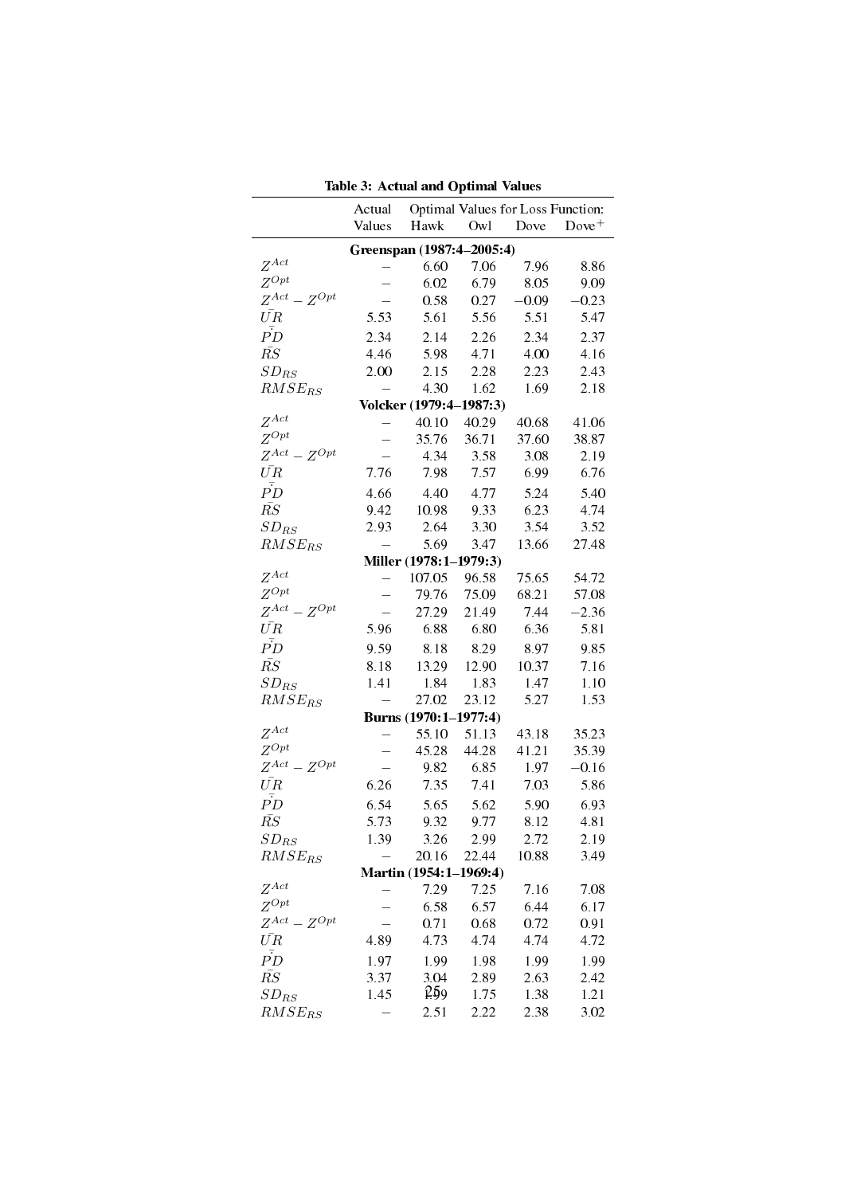**Table 3: Actual and Optimal Values**

| | Actual Values | Optimal Values for Loss Function: Hawk | Owl | Dove | Dove$^{+}$ |
|---|---|---|---|---|---|
| | | **Greenspan (1987:4–2005:4)** | | | |
| $Z^{Act}$ | – | 6.60 | 7.06 | 7.96 | 8.86 |
| $Z^{Opt}$ | – | 6.02 | 6.79 | 8.05 | 9.09 |
| $Z^{Act} - Z^{Opt}$ | – | 0.58 | 0.27 | −0.09 | −0.23 |
| $\bar{UR}$ | 5.53 | 5.61 | 5.56 | 5.51 | 5.47 |
| $\bar{PD}$ | 2.34 | 2.14 | 2.26 | 2.34 | 2.37 |
| $\bar{RS}$ | 4.46 | 5.98 | 4.71 | 4.00 | 4.16 |
| $SD_{RS}$ | 2.00 | 2.15 | 2.28 | 2.23 | 2.43 |
| $RMSE_{RS}$ | – | 4.30 | 1.62 | 1.69 | 2.18 |
| | | **Volcker (1979:4–1987:3)** | | | |
| $Z^{Act}$ | – | 40.10 | 40.29 | 40.68 | 41.06 |
| $Z^{Opt}$ | – | 35.76 | 36.71 | 37.60 | 38.87 |
| $Z^{Act} - Z^{Opt}$ | – | 4.34 | 3.58 | 3.08 | 2.19 |
| $\bar{UR}$ | 7.76 | 7.98 | 7.57 | 6.99 | 6.76 |
| $\bar{PD}$ | 4.66 | 4.40 | 4.77 | 5.24 | 5.40 |
| $\bar{RS}$ | 9.42 | 10.98 | 9.33 | 6.23 | 4.74 |
| $SD_{RS}$ | 2.93 | 2.64 | 3.30 | 3.54 | 3.52 |
| $RMSE_{RS}$ | – | 5.69 | 3.47 | 13.66 | 27.48 |
| | | **Miller (1978:1–1979:3)** | | | |
| $Z^{Act}$ | – | 107.05 | 96.58 | 75.65 | 54.72 |
| $Z^{Opt}$ | – | 79.76 | 75.09 | 68.21 | 57.08 |
| $Z^{Act} - Z^{Opt}$ | – | 27.29 | 21.49 | 7.44 | −2.36 |
| $\bar{UR}$ | 5.96 | 6.88 | 6.80 | 6.36 | 5.81 |
| $\bar{PD}$ | 9.59 | 8.18 | 8.29 | 8.97 | 9.85 |
| $\bar{RS}$ | 8.18 | 13.29 | 12.90 | 10.37 | 7.16 |
| $SD_{RS}$ | 1.41 | 1.84 | 1.83 | 1.47 | 1.10 |
| $RMSE_{RS}$ | – | 27.02 | 23.12 | 5.27 | 1.53 |
| | | **Burns (1970:1–1977:4)** | | | |
| $Z^{Act}$ | – | 55.10 | 51.13 | 43.18 | 35.23 |
| $Z^{Opt}$ | – | 45.28 | 44.28 | 41.21 | 35.39 |
| $Z^{Act} - Z^{Opt}$ | – | 9.82 | 6.85 | 1.97 | −0.16 |
| $\bar{UR}$ | 6.26 | 7.35 | 7.41 | 7.03 | 5.86 |
| $\bar{PD}$ | 6.54 | 5.65 | 5.62 | 5.90 | 6.93 |
| $\bar{RS}$ | 5.73 | 9.32 | 9.77 | 8.12 | 4.81 |
| $SD_{RS}$ | 1.39 | 3.26 | 2.99 | 2.72 | 2.19 |
| $RMSE_{RS}$ | – | 20.16 | 22.44 | 10.88 | 3.49 |
| | | **Martin (1954:1–1969:4)** | | | |
| $Z^{Act}$ | – | 7.29 | 7.25 | 7.16 | 7.08 |
| $Z^{Opt}$ | – | 6.58 | 6.57 | 6.44 | 6.17 |
| $Z^{Act} - Z^{Opt}$ | – | 0.71 | 0.68 | 0.72 | 0.91 |
| $\bar{UR}$ | 4.89 | 4.73 | 4.74 | 4.74 | 4.72 |
| $\bar{PD}$ | 1.97 | 1.99 | 1.98 | 1.99 | 1.99 |
| $\bar{RS}$ | 3.37 | 3.04 | 2.89 | 2.63 | 2.42 |
| $SD_{RS}$ | 1.45 | 1.59 | 1.75 | 1.38 | 1.21 |
| $RMSE_{RS}$ | – | 2.51 | 2.22 | 2.38 | 3.02 |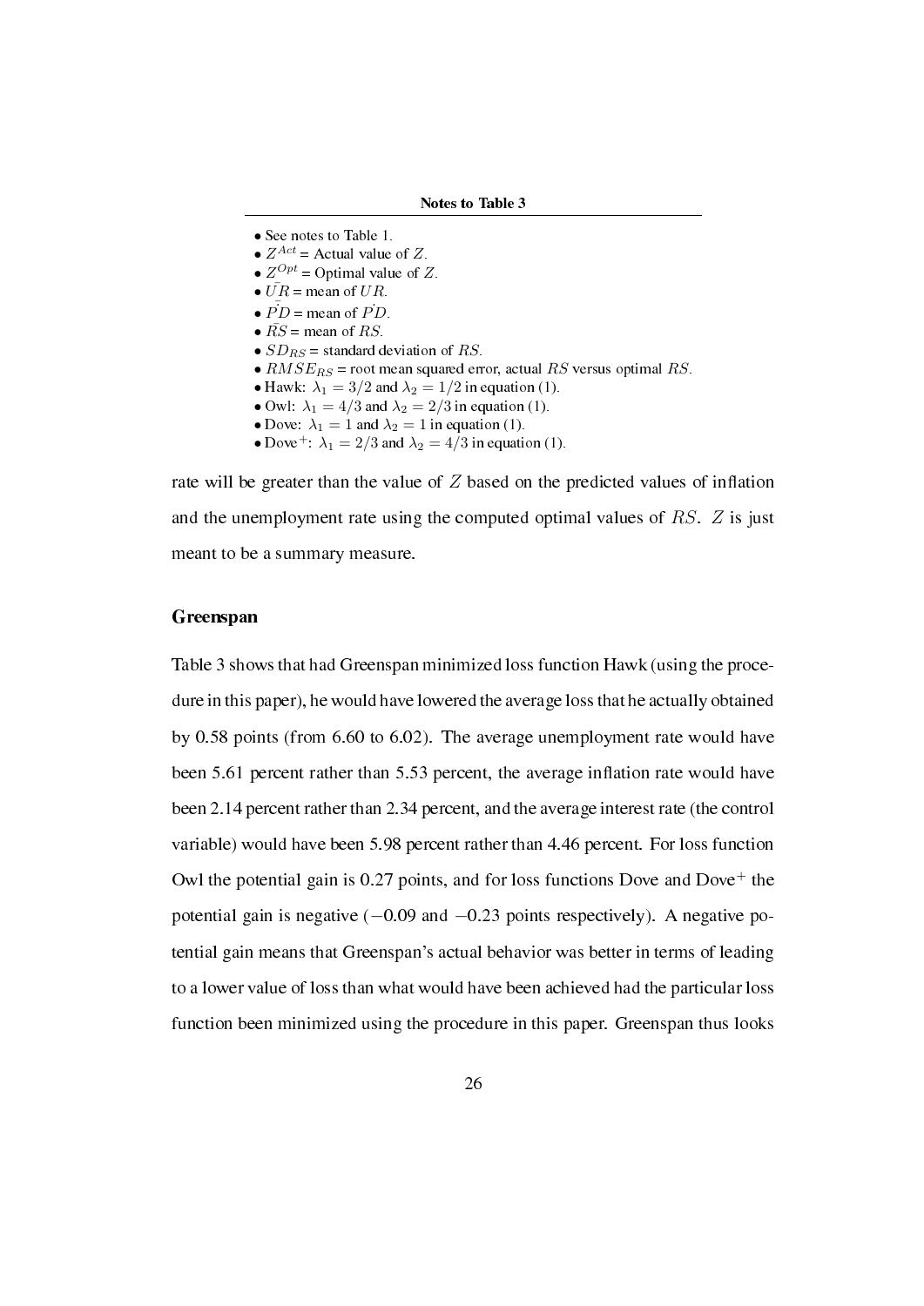**Notes to Table 3**

- See notes to Table 1.
- $Z^{Act}$ = Actual value of $Z$.
- $Z^{Opt}$ = Optimal value of $Z$.
- $\bar{UR}$ = mean of $UR$.
- $\bar{\dot{PD}}$ = mean of $\dot{PD}$.
- $\bar{RS}$ = mean of $RS$.
- $SD_{RS}$ = standard deviation of $RS$.
- $RMSE_{RS}$ = root mean squared error, actual $RS$ versus optimal $RS$.
- Hawk: $\lambda_1 = 3/2$ and $\lambda_2 = 1/2$ in equation (1).
- Owl: $\lambda_1 = 4/3$ and $\lambda_2 = 2/3$ in equation (1).
- Dove: $\lambda_1 = 1$ and $\lambda_2 = 1$ in equation (1).
- Dove$^+$: $\lambda_1 = 2/3$ and $\lambda_2 = 4/3$ in equation (1).

rate will be greater than the value of $Z$ based on the predicted values of inflation and the unemployment rate using the computed optimal values of $RS$. $Z$ is just meant to be a summary measure.

### Greenspan

Table 3 shows that had Greenspan minimized loss function Hawk (using the procedure in this paper), he would have lowered the average loss that he actually obtained by 0.58 points (from 6.60 to 6.02). The average unemployment rate would have been 5.61 percent rather than 5.53 percent, the average inflation rate would have been 2.14 percent rather than 2.34 percent, and the average interest rate (the control variable) would have been 5.98 percent rather than 4.46 percent. For loss function Owl the potential gain is 0.27 points, and for loss functions Dove and Dove$^+$ the potential gain is negative ($-0.09$ and $-0.23$ points respectively). A negative potential gain means that Greenspan's actual behavior was better in terms of leading to a lower value of loss than what would have been achieved had the particular loss function been minimized using the procedure in this paper. Greenspan thus looks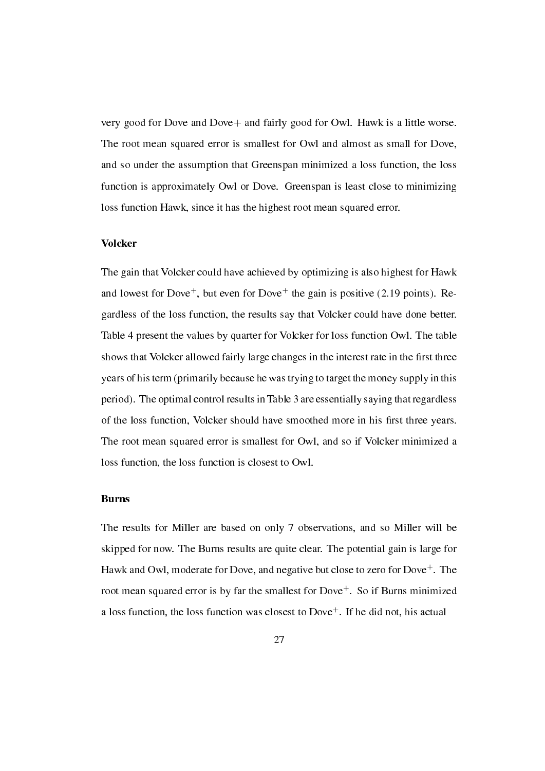very good for Dove and Dove+ and fairly good for Owl. Hawk is a little worse. The root mean squared error is smallest for Owl and almost as small for Dove, and so under the assumption that Greenspan minimized a loss function, the loss function is approximately Owl or Dove. Greenspan is least close to minimizing loss function Hawk, since it has the highest root mean squared error.

**Volcker**

The gain that Volcker could have achieved by optimizing is also highest for Hawk and lowest for Dove$^+$, but even for Dove$^+$ the gain is positive (2.19 points). Regardless of the loss function, the results say that Volcker could have done better. Table 4 present the values by quarter for Volcker for loss function Owl. The table shows that Volcker allowed fairly large changes in the interest rate in the first three years of his term (primarily because he was trying to target the money supply in this period). The optimal control results in Table 3 are essentially saying that regardless of the loss function, Volcker should have smoothed more in his first three years. The root mean squared error is smallest for Owl, and so if Volcker minimized a loss function, the loss function is closest to Owl.

**Burns**

The results for Miller are based on only 7 observations, and so Miller will be skipped for now. The Burns results are quite clear. The potential gain is large for Hawk and Owl, moderate for Dove, and negative but close to zero for Dove$^+$. The root mean squared error is by far the smallest for Dove$^+$. So if Burns minimized a loss function, the loss function was closest to Dove$^+$. If he did not, his actual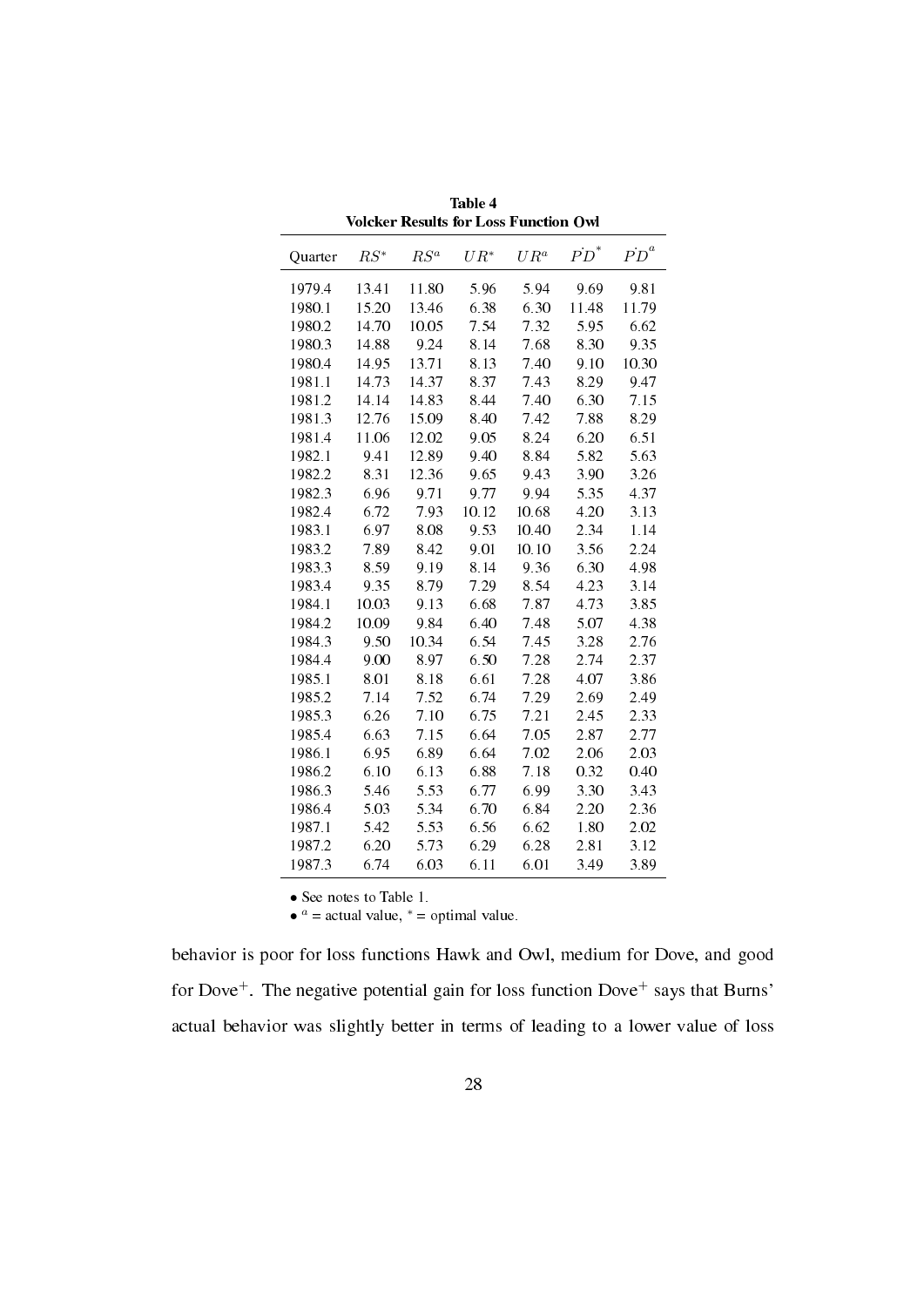**Table 4**
**Volcker Results for Loss Function Owl**

| Quarter | $RS^*$ | $RS^a$ | $UR^*$ | $UR^a$ | $\dot{PD}^*$ | $\dot{PD}^a$ |
|---|---|---|---|---|---|---|
| 1979.4 | 13.41 | 11.80 | 5.96 | 5.94 | 9.69 | 9.81 |
| 1980.1 | 15.20 | 13.46 | 6.38 | 6.30 | 11.48 | 11.79 |
| 1980.2 | 14.70 | 10.05 | 7.54 | 7.32 | 5.95 | 6.62 |
| 1980.3 | 14.88 | 9.24 | 8.14 | 7.68 | 8.30 | 9.35 |
| 1980.4 | 14.95 | 13.71 | 8.13 | 7.40 | 9.10 | 10.30 |
| 1981.1 | 14.73 | 14.37 | 8.37 | 7.43 | 8.29 | 9.47 |
| 1981.2 | 14.14 | 14.83 | 8.44 | 7.40 | 6.30 | 7.15 |
| 1981.3 | 12.76 | 15.09 | 8.40 | 7.42 | 7.88 | 8.29 |
| 1981.4 | 11.06 | 12.02 | 9.05 | 8.24 | 6.20 | 6.51 |
| 1982.1 | 9.41 | 12.89 | 9.40 | 8.84 | 5.82 | 5.63 |
| 1982.2 | 8.31 | 12.36 | 9.65 | 9.43 | 3.90 | 3.26 |
| 1982.3 | 6.96 | 9.71 | 9.77 | 9.94 | 5.35 | 4.37 |
| 1982.4 | 6.72 | 7.93 | 10.12 | 10.68 | 4.20 | 3.13 |
| 1983.1 | 6.97 | 8.08 | 9.53 | 10.40 | 2.34 | 1.14 |
| 1983.2 | 7.89 | 8.42 | 9.01 | 10.10 | 3.56 | 2.24 |
| 1983.3 | 8.59 | 9.19 | 8.14 | 9.36 | 6.30 | 4.98 |
| 1983.4 | 9.35 | 8.79 | 7.29 | 8.54 | 4.23 | 3.14 |
| 1984.1 | 10.03 | 9.13 | 6.68 | 7.87 | 4.73 | 3.85 |
| 1984.2 | 10.09 | 9.84 | 6.40 | 7.48 | 5.07 | 4.38 |
| 1984.3 | 9.50 | 10.34 | 6.54 | 7.45 | 3.28 | 2.76 |
| 1984.4 | 9.00 | 8.97 | 6.50 | 7.28 | 2.74 | 2.37 |
| 1985.1 | 8.01 | 8.18 | 6.61 | 7.28 | 4.07 | 3.86 |
| 1985.2 | 7.14 | 7.52 | 6.74 | 7.29 | 2.69 | 2.49 |
| 1985.3 | 6.26 | 7.10 | 6.75 | 7.21 | 2.45 | 2.33 |
| 1985.4 | 6.63 | 7.15 | 6.64 | 7.05 | 2.87 | 2.77 |
| 1986.1 | 6.95 | 6.89 | 6.64 | 7.02 | 2.06 | 2.03 |
| 1986.2 | 6.10 | 6.13 | 6.88 | 7.18 | 0.32 | 0.40 |
| 1986.3 | 5.46 | 5.53 | 6.77 | 6.99 | 3.30 | 3.43 |
| 1986.4 | 5.03 | 5.34 | 6.70 | 6.84 | 2.20 | 2.36 |
| 1987.1 | 5.42 | 5.53 | 6.56 | 6.62 | 1.80 | 2.02 |
| 1987.2 | 6.20 | 5.73 | 6.29 | 6.28 | 2.81 | 3.12 |
| 1987.3 | 6.74 | 6.03 | 6.11 | 6.01 | 3.49 | 3.89 |

- See notes to Table 1.
- $^a$ = actual value, $^*$ = optimal value.

behavior is poor for loss functions Hawk and Owl, medium for Dove, and good for Dove$^+$. The negative potential gain for loss function Dove$^+$ says that Burns' actual behavior was slightly better in terms of leading to a lower value of loss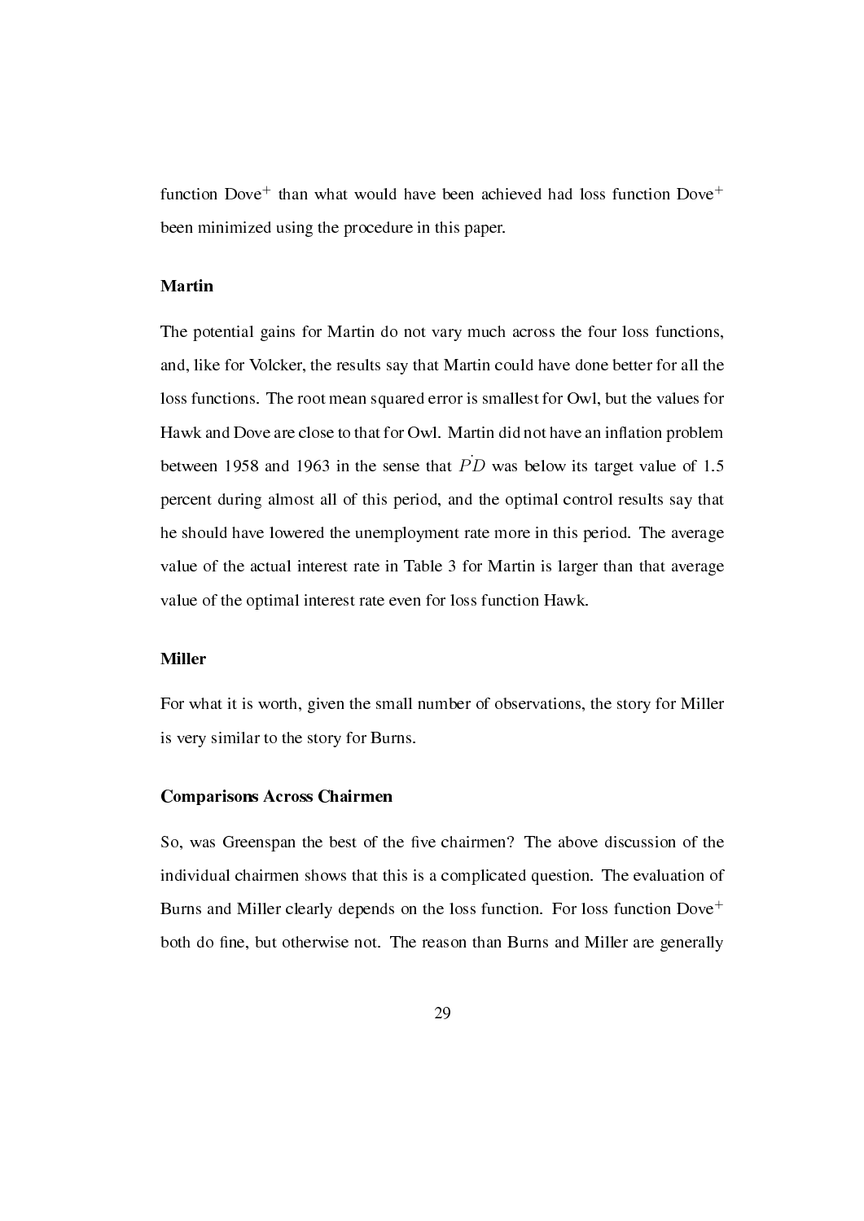function Dove$^+$ than what would have been achieved had loss function Dove$^+$ been minimized using the procedure in this paper.

### Martin

The potential gains for Martin do not vary much across the four loss functions, and, like for Volcker, the results say that Martin could have done better for all the loss functions. The root mean squared error is smallest for Owl, but the values for Hawk and Dove are close to that for Owl. Martin did not have an inflation problem between 1958 and 1963 in the sense that $\dot{PD}$ was below its target value of 1.5 percent during almost all of this period, and the optimal control results say that he should have lowered the unemployment rate more in this period. The average value of the actual interest rate in Table 3 for Martin is larger than that average value of the optimal interest rate even for loss function Hawk.

### Miller

For what it is worth, given the small number of observations, the story for Miller is very similar to the story for Burns.

### Comparisons Across Chairmen

So, was Greenspan the best of the five chairmen? The above discussion of the individual chairmen shows that this is a complicated question. The evaluation of Burns and Miller clearly depends on the loss function. For loss function Dove$^+$ both do fine, but otherwise not. The reason than Burns and Miller are generally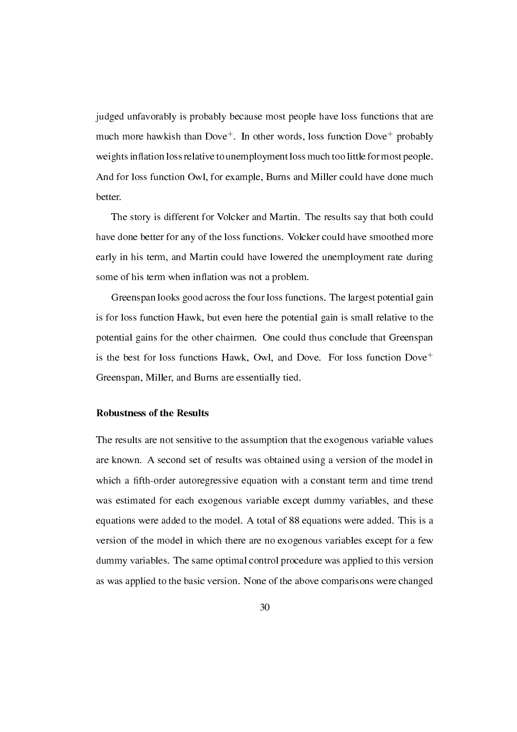judged unfavorably is probably because most people have loss functions that are much more hawkish than Dove$^{+}$. In other words, loss function Dove$^{+}$ probably weights inflation loss relative to unemployment loss much too little for most people. And for loss function Owl, for example, Burns and Miller could have done much better.

The story is different for Volcker and Martin. The results say that both could have done better for any of the loss functions. Volcker could have smoothed more early in his term, and Martin could have lowered the unemployment rate during some of his term when inflation was not a problem.

Greenspan looks good across the four loss functions. The largest potential gain is for loss function Hawk, but even here the potential gain is small relative to the potential gains for the other chairmen. One could thus conclude that Greenspan is the best for loss functions Hawk, Owl, and Dove. For loss function Dove$^{+}$ Greenspan, Miller, and Burns are essentially tied.

### Robustness of the Results

The results are not sensitive to the assumption that the exogenous variable values are known. A second set of results was obtained using a version of the model in which a fifth-order autoregressive equation with a constant term and time trend was estimated for each exogenous variable except dummy variables, and these equations were added to the model. A total of 88 equations were added. This is a version of the model in which there are no exogenous variables except for a few dummy variables. The same optimal control procedure was applied to this version as was applied to the basic version. None of the above comparisons were changed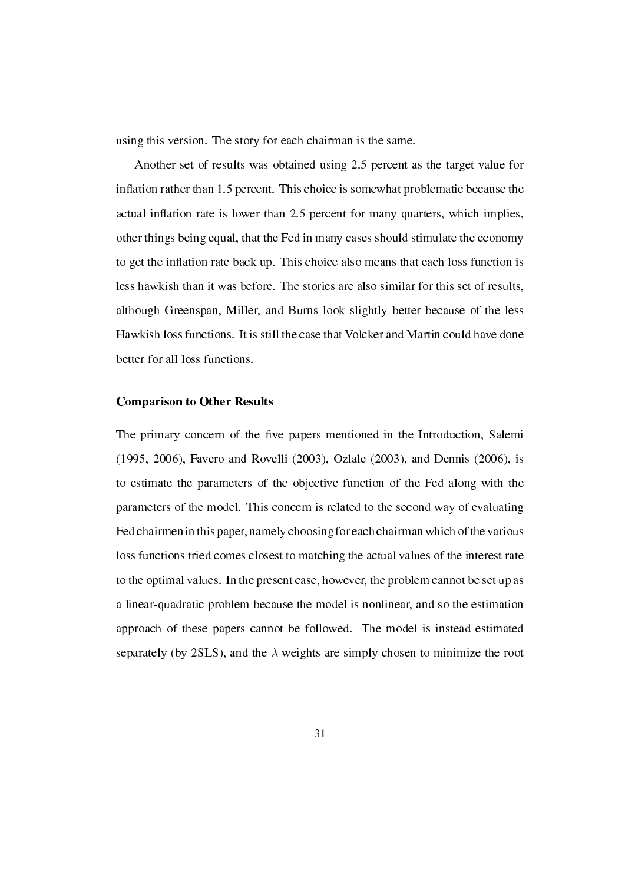using this version. The story for each chairman is the same.

Another set of results was obtained using 2.5 percent as the target value for inflation rather than 1.5 percent. This choice is somewhat problematic because the actual inflation rate is lower than 2.5 percent for many quarters, which implies, other things being equal, that the Fed in many cases should stimulate the economy to get the inflation rate back up. This choice also means that each loss function is less hawkish than it was before. The stories are also similar for this set of results, although Greenspan, Miller, and Burns look slightly better because of the less Hawkish loss functions. It is still the case that Volcker and Martin could have done better for all loss functions.

### Comparison to Other Results

The primary concern of the five papers mentioned in the Introduction, Salemi (1995, 2006), Favero and Rovelli (2003), Ozlale (2003), and Dennis (2006), is to estimate the parameters of the objective function of the Fed along with the parameters of the model. This concern is related to the second way of evaluating Fed chairmen in this paper, namely choosing for each chairman which of the various loss functions tried comes closest to matching the actual values of the interest rate to the optimal values. In the present case, however, the problem cannot be set up as a linear-quadratic problem because the model is nonlinear, and so the estimation approach of these papers cannot be followed. The model is instead estimated separately (by 2SLS), and the $\lambda$ weights are simply chosen to minimize the root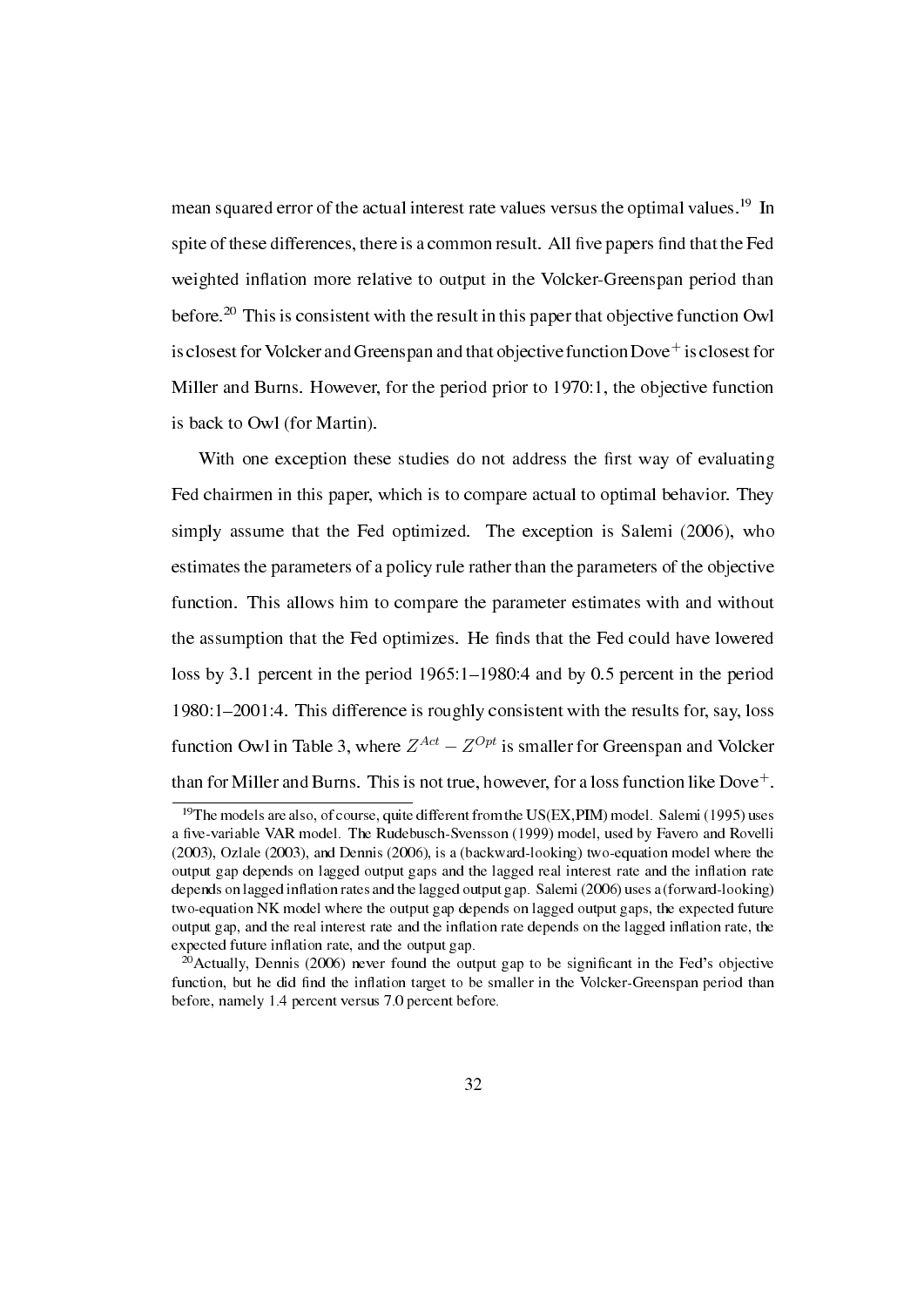mean squared error of the actual interest rate values versus the optimal values.[19] In spite of these differences, there is a common result. All five papers find that the Fed weighted inflation more relative to output in the Volcker-Greenspan period than before.[20] This is consistent with the result in this paper that objective function Owl is closest for Volcker and Greenspan and that objective function Dove$^+$ is closest for Miller and Burns. However, for the period prior to 1970:1, the objective function is back to Owl (for Martin).

With one exception these studies do not address the first way of evaluating Fed chairmen in this paper, which is to compare actual to optimal behavior. They simply assume that the Fed optimized. The exception is Salemi (2006), who estimates the parameters of a policy rule rather than the parameters of the objective function. This allows him to compare the parameter estimates with and without the assumption that the Fed optimizes. He finds that the Fed could have lowered loss by 3.1 percent in the period 1965:1–1980:4 and by 0.5 percent in the period 1980:1–2001:4. This difference is roughly consistent with the results for, say, loss function Owl in Table 3, where $Z^{Act} - Z^{Opt}$ is smaller for Greenspan and Volcker than for Miller and Burns. This is not true, however, for a loss function like Dove$^+$.

[19] The models are also, of course, quite different from the US(EX,PIM) model. Salemi (1995) uses a five-variable VAR model. The Rudebusch-Svensson (1999) model, used by Favero and Rovelli (2003), Ozlale (2003), and Dennis (2006), is a (backward-looking) two-equation model where the output gap depends on lagged output gaps and the lagged real interest rate and the inflation rate depends on lagged inflation rates and the lagged output gap. Salemi (2006) uses a (forward-looking) two-equation NK model where the output gap depends on lagged output gaps, the expected future output gap, and the real interest rate and the inflation rate depends on the lagged inflation rate, the expected future inflation rate, and the output gap.

[20] Actually, Dennis (2006) never found the output gap to be significant in the Fed's objective function, but he did find the inflation target to be smaller in the Volcker-Greenspan period than before, namely 1.4 percent versus 7.0 percent before.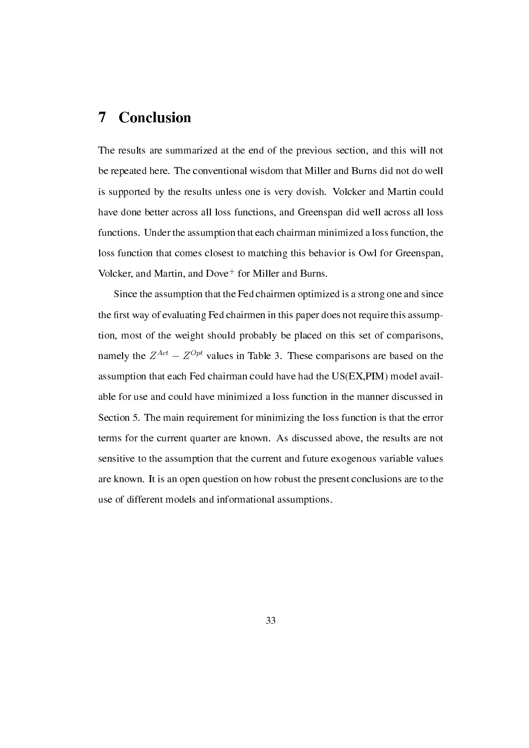# 7 Conclusion

The results are summarized at the end of the previous section, and this will not be repeated here. The conventional wisdom that Miller and Burns did not do well is supported by the results unless one is very dovish. Volcker and Martin could have done better across all loss functions, and Greenspan did well across all loss functions. Under the assumption that each chairman minimized a loss function, the loss function that comes closest to matching this behavior is Owl for Greenspan, Volcker, and Martin, and Dove$^{+}$ for Miller and Burns.

Since the assumption that the Fed chairmen optimized is a strong one and since the first way of evaluating Fed chairmen in this paper does not require this assumption, most of the weight should probably be placed on this set of comparisons, namely the $Z^{Act} - Z^{Opt}$ values in Table 3. These comparisons are based on the assumption that each Fed chairman could have had the US(EX,PIM) model available for use and could have minimized a loss function in the manner discussed in Section 5. The main requirement for minimizing the loss function is that the error terms for the current quarter are known. As discussed above, the results are not sensitive to the assumption that the current and future exogenous variable values are known. It is an open question on how robust the present conclusions are to the use of different models and informational assumptions.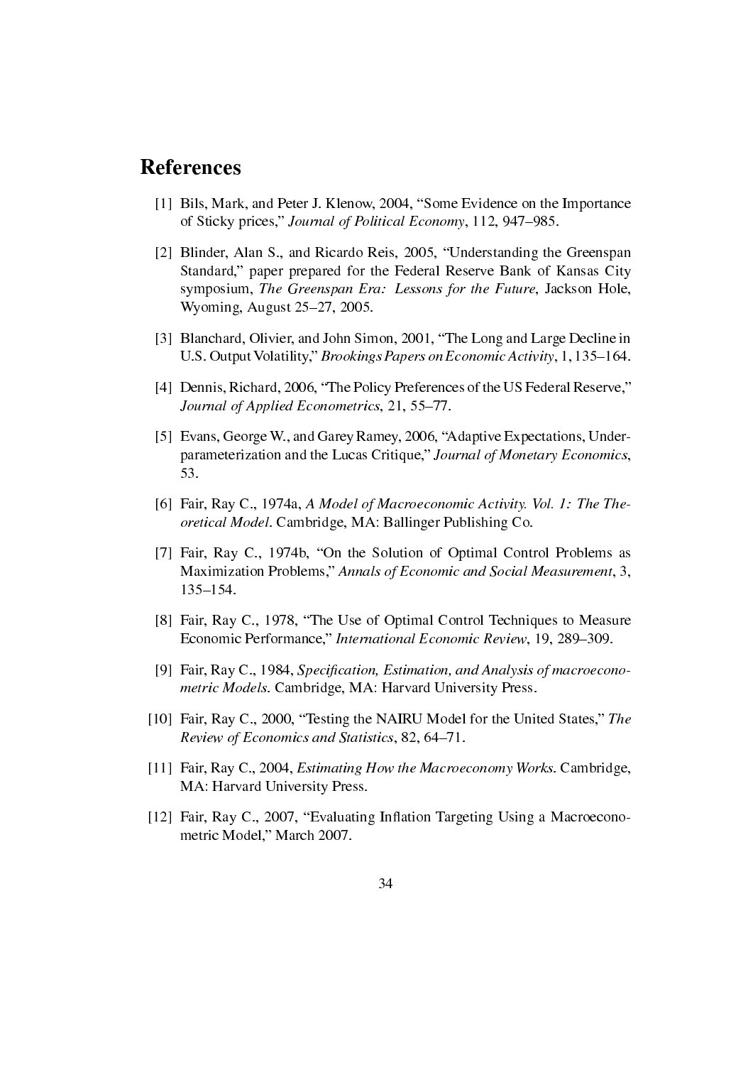# References

[1] Bils, Mark, and Peter J. Klenow, 2004, "Some Evidence on the Importance of Sticky prices," *Journal of Political Economy*, 112, 947–985.

[2] Blinder, Alan S., and Ricardo Reis, 2005, "Understanding the Greenspan Standard," paper prepared for the Federal Reserve Bank of Kansas City symposium, *The Greenspan Era: Lessons for the Future*, Jackson Hole, Wyoming, August 25–27, 2005.

[3] Blanchard, Olivier, and John Simon, 2001, "The Long and Large Decline in U.S. Output Volatility," *Brookings Papers on Economic Activity*, 1, 135–164.

[4] Dennis, Richard, 2006, "The Policy Preferences of the US Federal Reserve," *Journal of Applied Econometrics*, 21, 55–77.

[5] Evans, George W., and Garey Ramey, 2006, "Adaptive Expectations, Underparameterization and the Lucas Critique," *Journal of Monetary Economics*, 53.

[6] Fair, Ray C., 1974a, *A Model of Macroeconomic Activity. Vol. 1: The Theoretical Model*. Cambridge, MA: Ballinger Publishing Co.

[7] Fair, Ray C., 1974b, "On the Solution of Optimal Control Problems as Maximization Problems," *Annals of Economic and Social Measurement*, 3, 135–154.

[8] Fair, Ray C., 1978, "The Use of Optimal Control Techniques to Measure Economic Performance," *International Economic Review*, 19, 289–309.

[9] Fair, Ray C., 1984, *Specification, Estimation, and Analysis of macroeconometric Models*. Cambridge, MA: Harvard University Press.

[10] Fair, Ray C., 2000, "Testing the NAIRU Model for the United States," *The Review of Economics and Statistics*, 82, 64–71.

[11] Fair, Ray C., 2004, *Estimating How the Macroeconomy Works*. Cambridge, MA: Harvard University Press.

[12] Fair, Ray C., 2007, "Evaluating Inflation Targeting Using a Macroeconometric Model," March 2007.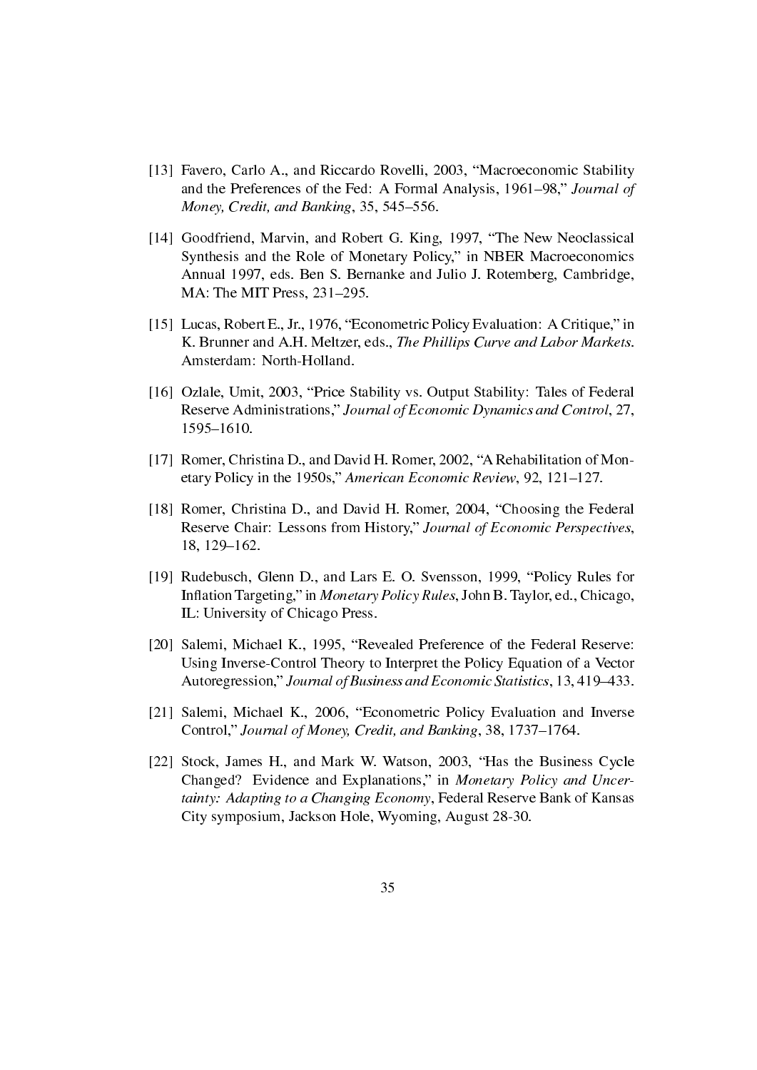[13] Favero, Carlo A., and Riccardo Rovelli, 2003, "Macroeconomic Stability and the Preferences of the Fed: A Formal Analysis, 1961–98," *Journal of Money, Credit, and Banking*, 35, 545–556.

[14] Goodfriend, Marvin, and Robert G. King, 1997, "The New Neoclassical Synthesis and the Role of Monetary Policy," in NBER Macroeconomics Annual 1997, eds. Ben S. Bernanke and Julio J. Rotemberg, Cambridge, MA: The MIT Press, 231–295.

[15] Lucas, Robert E., Jr., 1976, "Econometric Policy Evaluation: A Critique," in K. Brunner and A.H. Meltzer, eds., *The Phillips Curve and Labor Markets*. Amsterdam: North-Holland.

[16] Ozlale, Umit, 2003, "Price Stability vs. Output Stability: Tales of Federal Reserve Administrations," *Journal of Economic Dynamics and Control*, 27, 1595–1610.

[17] Romer, Christina D., and David H. Romer, 2002, "A Rehabilitation of Monetary Policy in the 1950s," *American Economic Review*, 92, 121–127.

[18] Romer, Christina D., and David H. Romer, 2004, "Choosing the Federal Reserve Chair: Lessons from History," *Journal of Economic Perspectives*, 18, 129–162.

[19] Rudebusch, Glenn D., and Lars E. O. Svensson, 1999, "Policy Rules for Inflation Targeting," in *Monetary Policy Rules*, John B. Taylor, ed., Chicago, IL: University of Chicago Press.

[20] Salemi, Michael K., 1995, "Revealed Preference of the Federal Reserve: Using Inverse-Control Theory to Interpret the Policy Equation of a Vector Autoregression," *Journal of Business and Economic Statistics*, 13, 419–433.

[21] Salemi, Michael K., 2006, "Econometric Policy Evaluation and Inverse Control," *Journal of Money, Credit, and Banking*, 38, 1737–1764.

[22] Stock, James H., and Mark W. Watson, 2003, "Has the Business Cycle Changed? Evidence and Explanations," in *Monetary Policy and Uncertainty: Adapting to a Changing Economy*, Federal Reserve Bank of Kansas City symposium, Jackson Hole, Wyoming, August 28-30.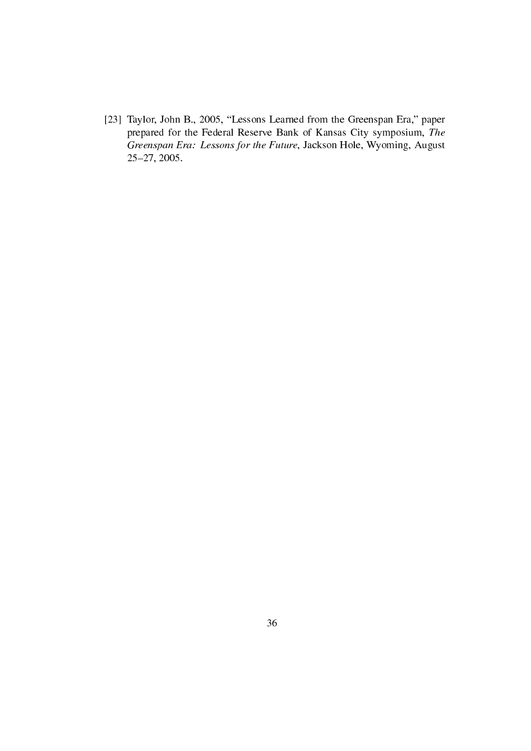[23] Taylor, John B., 2005, "Lessons Learned from the Greenspan Era," paper prepared for the Federal Reserve Bank of Kansas City symposium, *The Greenspan Era: Lessons for the Future*, Jackson Hole, Wyoming, August 25–27, 2005.